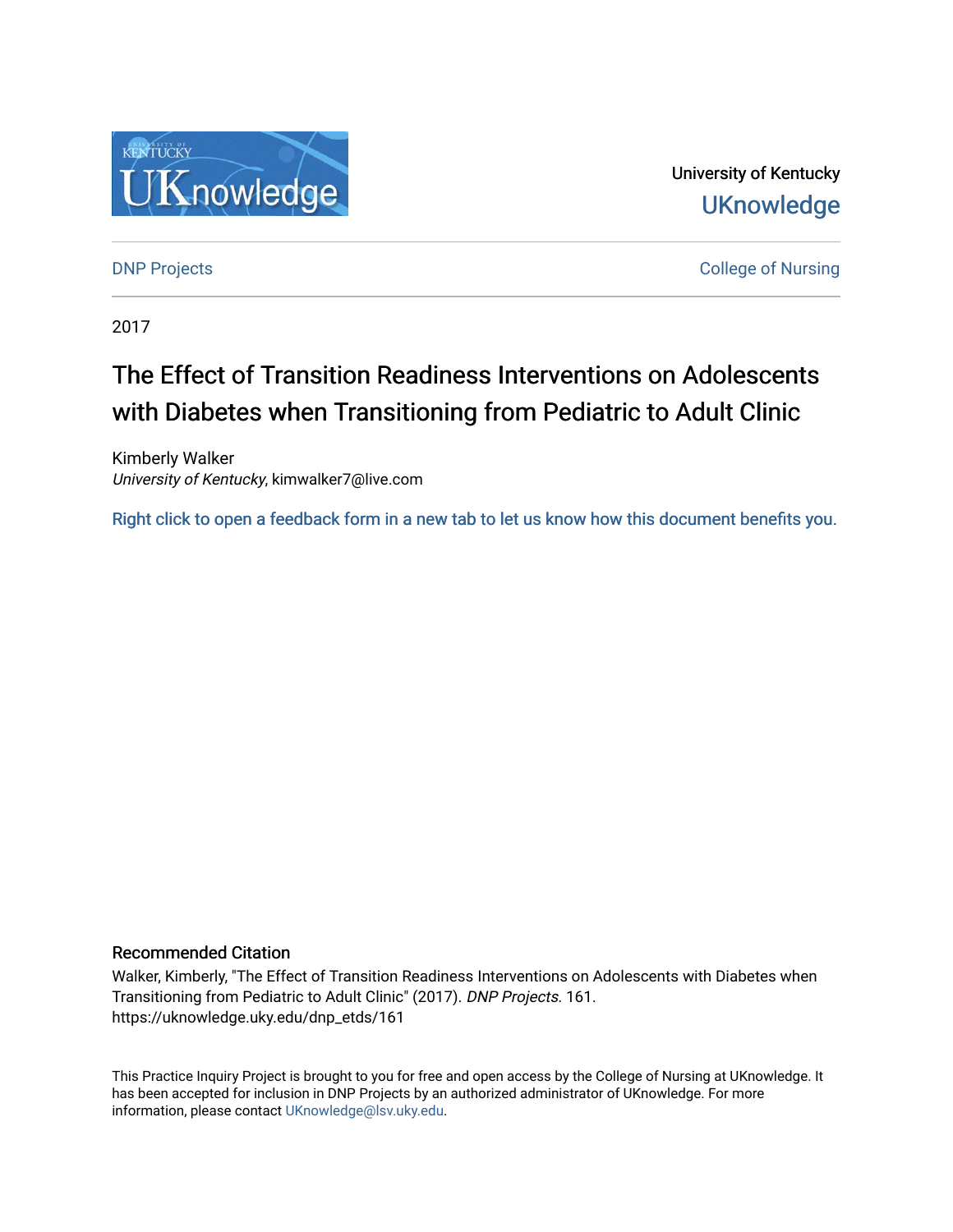University of Kentucky

UKnowledge

DNP Projects

College of Nursing

2017

# The Effect of Transition Readiness Interventions on Adolescents with Diabetes when Transitioning from Pediatric to Adult Clinic

Kimberly Walker
*University of Kentucky*, kimwalker7@live.com

Right click to open a feedback form in a new tab to let us know how this document benefits you.

## Recommended Citation

Walker, Kimberly, "The Effect of Transition Readiness Interventions on Adolescents with Diabetes when Transitioning from Pediatric to Adult Clinic" (2017). *DNP Projects*. 161.
https://uknowledge.uky.edu/dnp_etds/161

This Practice Inquiry Project is brought to you for free and open access by the College of Nursing at UKnowledge. It has been accepted for inclusion in DNP Projects by an authorized administrator of UKnowledge. For more information, please contact UKnowledge@lsv.uky.edu.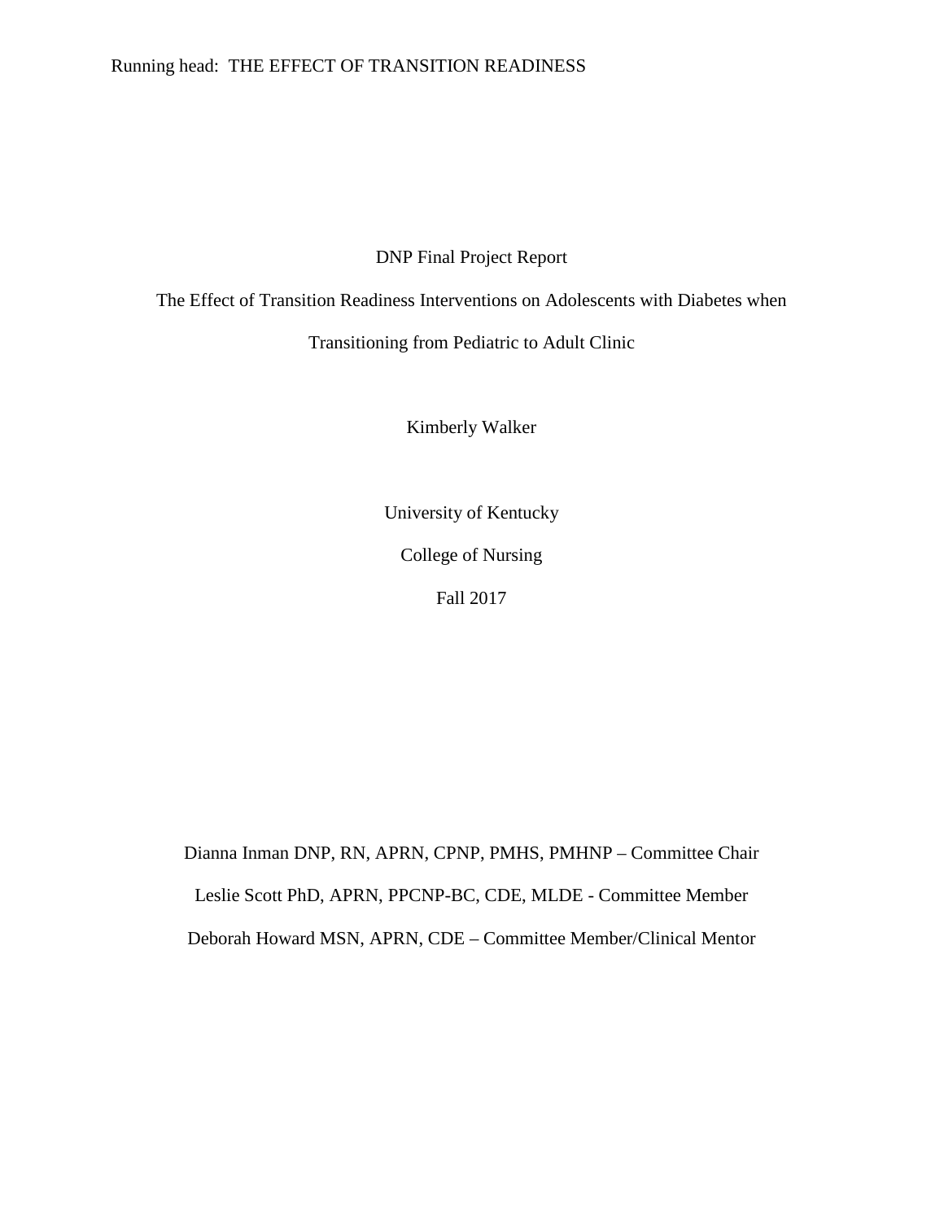DNP Final Project Report

The Effect of Transition Readiness Interventions on Adolescents with Diabetes when Transitioning from Pediatric to Adult Clinic

Kimberly Walker

University of Kentucky

College of Nursing

Fall 2017

Dianna Inman DNP, RN, APRN, CPNP, PMHS, PMHNP – Committee Chair

Leslie Scott PhD, APRN, PPCNP-BC, CDE, MLDE - Committee Member

Deborah Howard MSN, APRN, CDE – Committee Member/Clinical Mentor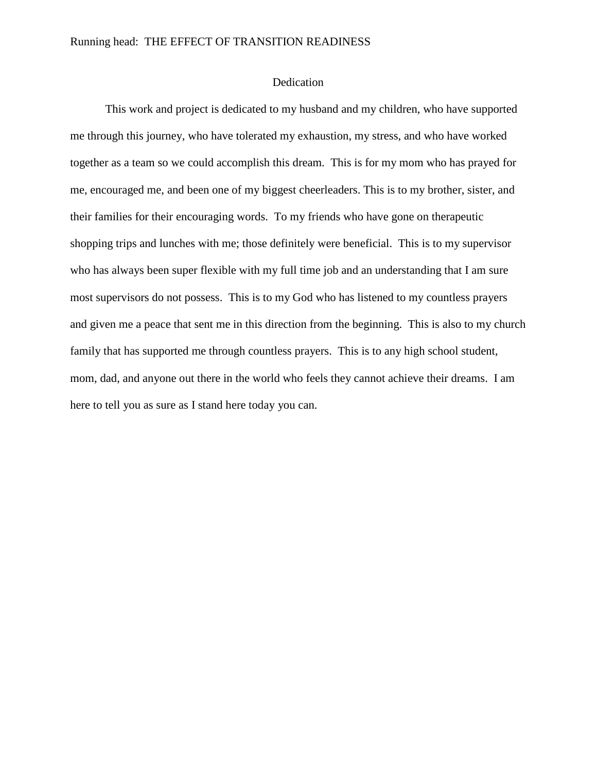# Dedication

This work and project is dedicated to my husband and my children, who have supported me through this journey, who have tolerated my exhaustion, my stress, and who have worked together as a team so we could accomplish this dream. This is for my mom who has prayed for me, encouraged me, and been one of my biggest cheerleaders. This is to my brother, sister, and their families for their encouraging words. To my friends who have gone on therapeutic shopping trips and lunches with me; those definitely were beneficial. This is to my supervisor who has always been super flexible with my full time job and an understanding that I am sure most supervisors do not possess. This is to my God who has listened to my countless prayers and given me a peace that sent me in this direction from the beginning. This is also to my church family that has supported me through countless prayers. This is to any high school student, mom, dad, and anyone out there in the world who feels they cannot achieve their dreams. I am here to tell you as sure as I stand here today you can.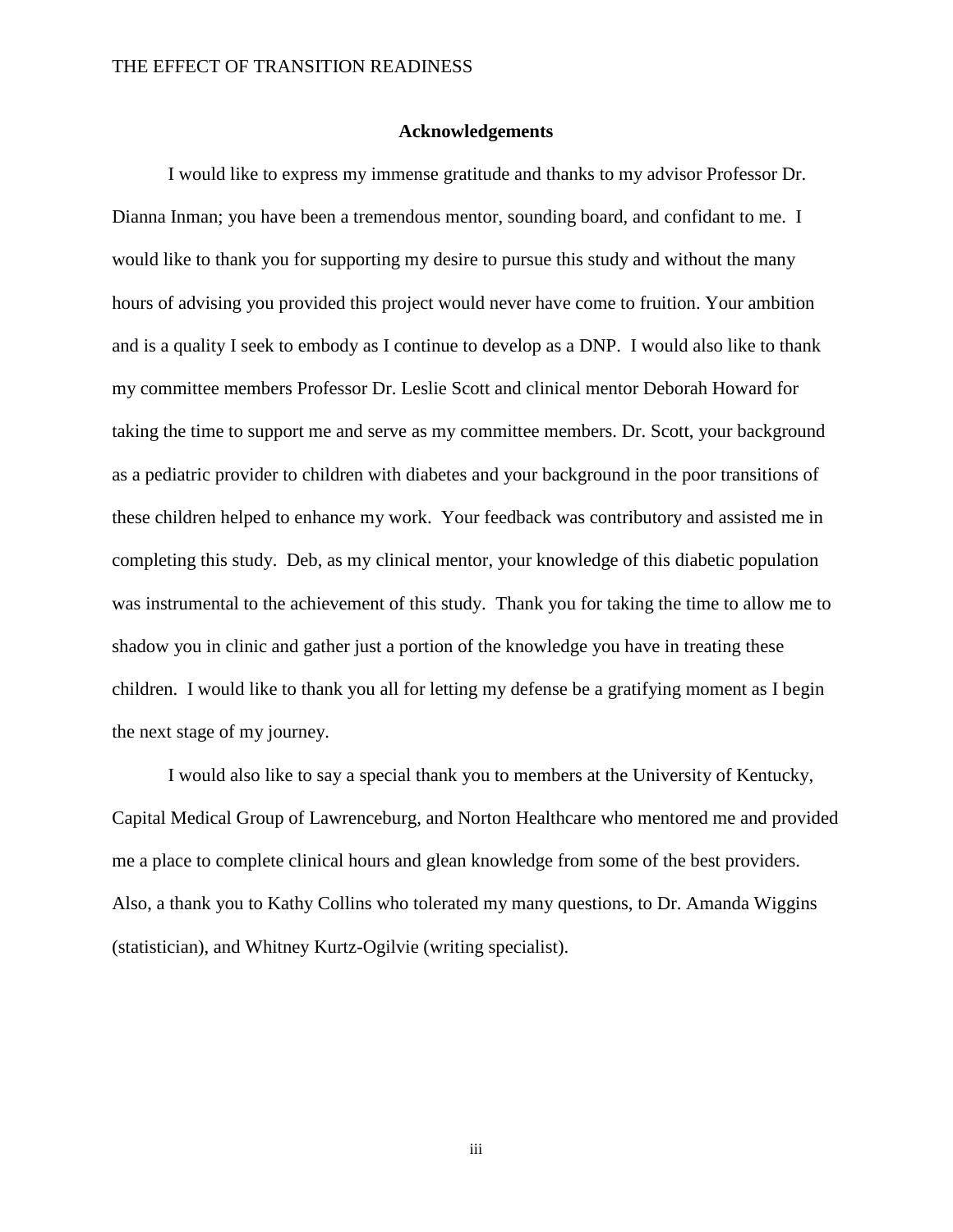## Acknowledgements

I would like to express my immense gratitude and thanks to my advisor Professor Dr. Dianna Inman; you have been a tremendous mentor, sounding board, and confidant to me. I would like to thank you for supporting my desire to pursue this study and without the many hours of advising you provided this project would never have come to fruition. Your ambition and is a quality I seek to embody as I continue to develop as a DNP. I would also like to thank my committee members Professor Dr. Leslie Scott and clinical mentor Deborah Howard for taking the time to support me and serve as my committee members. Dr. Scott, your background as a pediatric provider to children with diabetes and your background in the poor transitions of these children helped to enhance my work. Your feedback was contributory and assisted me in completing this study. Deb, as my clinical mentor, your knowledge of this diabetic population was instrumental to the achievement of this study. Thank you for taking the time to allow me to shadow you in clinic and gather just a portion of the knowledge you have in treating these children. I would like to thank you all for letting my defense be a gratifying moment as I begin the next stage of my journey.

I would also like to say a special thank you to members at the University of Kentucky, Capital Medical Group of Lawrenceburg, and Norton Healthcare who mentored me and provided me a place to complete clinical hours and glean knowledge from some of the best providers. Also, a thank you to Kathy Collins who tolerated my many questions, to Dr. Amanda Wiggins (statistician), and Whitney Kurtz-Ogilvie (writing specialist).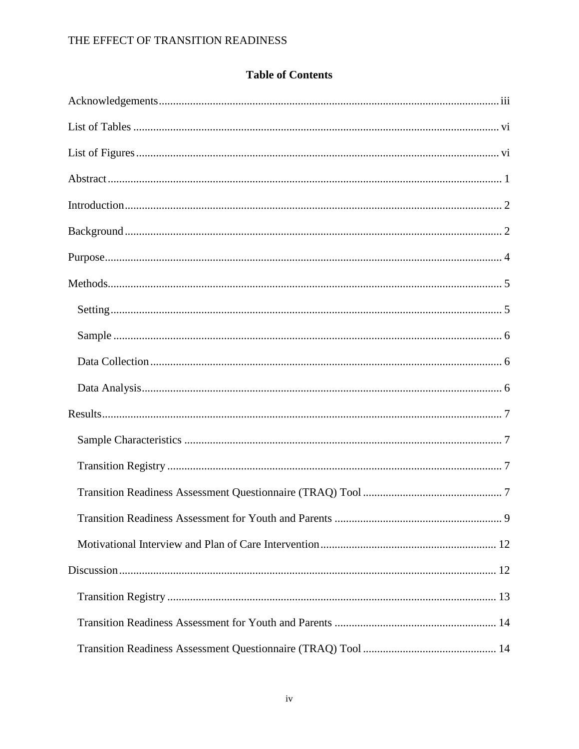## Table of Contents

Acknowledgements ........ iii

List of Tables ........ vi

List of Figures ........ vi

Abstract ........ 1

Introduction ........ 2

Background ........ 2

Purpose ........ 4

Methods ........ 5

- Setting ........ 5
- Sample ........ 6
- Data Collection ........ 6
- Data Analysis ........ 6

Results ........ 7

- Sample Characteristics ........ 7
- Transition Registry ........ 7
- Transition Readiness Assessment Questionnaire (TRAQ) Tool ........ 7
- Transition Readiness Assessment for Youth and Parents ........ 9
- Motivational Interview and Plan of Care Intervention ........ 12

Discussion ........ 12

- Transition Registry ........ 13
- Transition Readiness Assessment for Youth and Parents ........ 14
- Transition Readiness Assessment Questionnaire (TRAQ) Tool ........ 14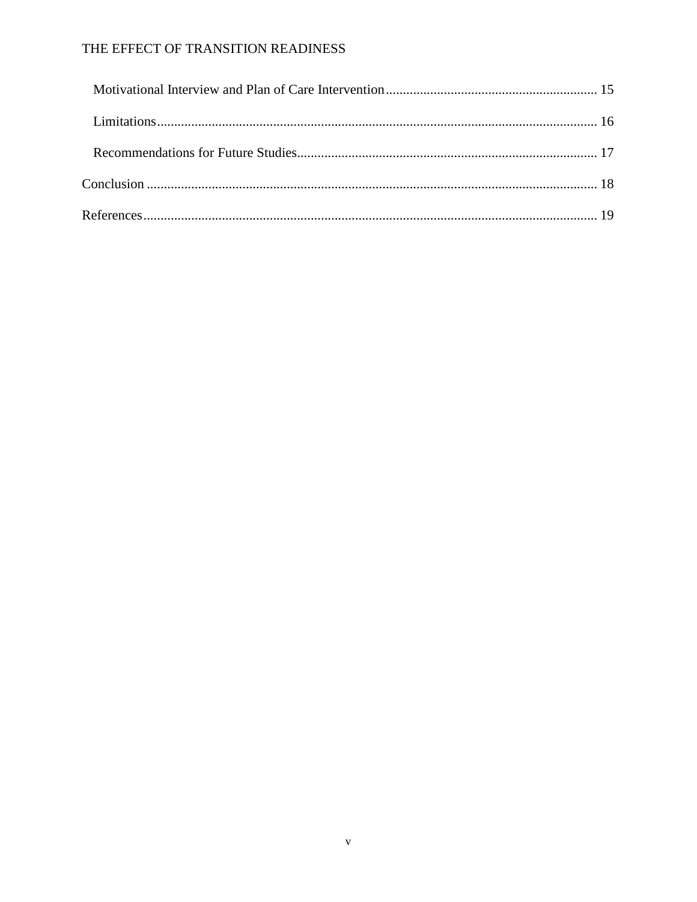Motivational Interview and Plan of Care Intervention ............................................................ 15

Limitations ................................................................................................................................ 16

Recommendations for Future Studies ...................................................................................... 17

Conclusion .................................................................................................................................... 18

References ..................................................................................................................................... 19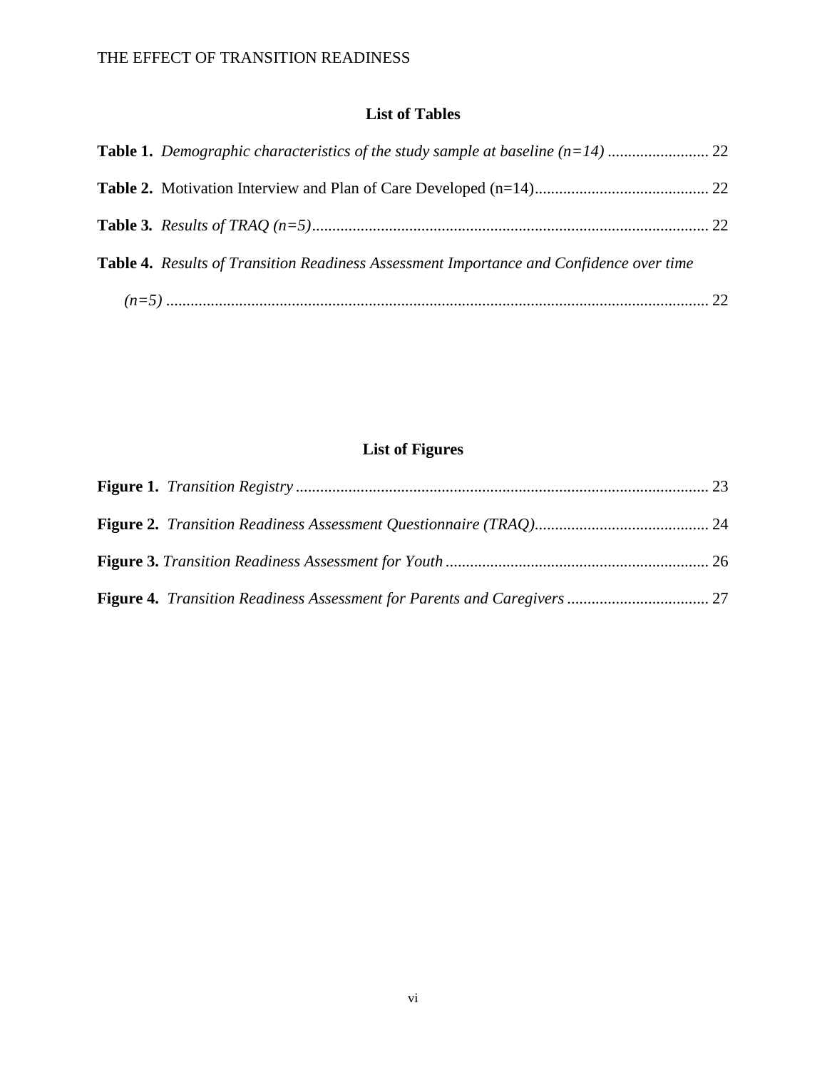## List of Tables

**Table 1.** *Demographic characteristics of the study sample at baseline (n=14)* ......................... 22

**Table 2.** Motivation Interview and Plan of Care Developed (n=14)........................................... 22

**Table 3.** *Results of TRAQ (n=5)*.................................................................................................. 22

**Table 4.** *Results of Transition Readiness Assessment Importance and Confidence over time (n=5)* ...................................................................................................................................... 22

## List of Figures

**Figure 1.** *Transition Registry* ...................................................................................................... 23

**Figure 2.** *Transition Readiness Assessment Questionnaire (TRAQ)*........................................... 24

**Figure 3.** *Transition Readiness Assessment for Youth* ................................................................. 26

**Figure 4.** *Transition Readiness Assessment for Parents and Caregivers* ................................... 27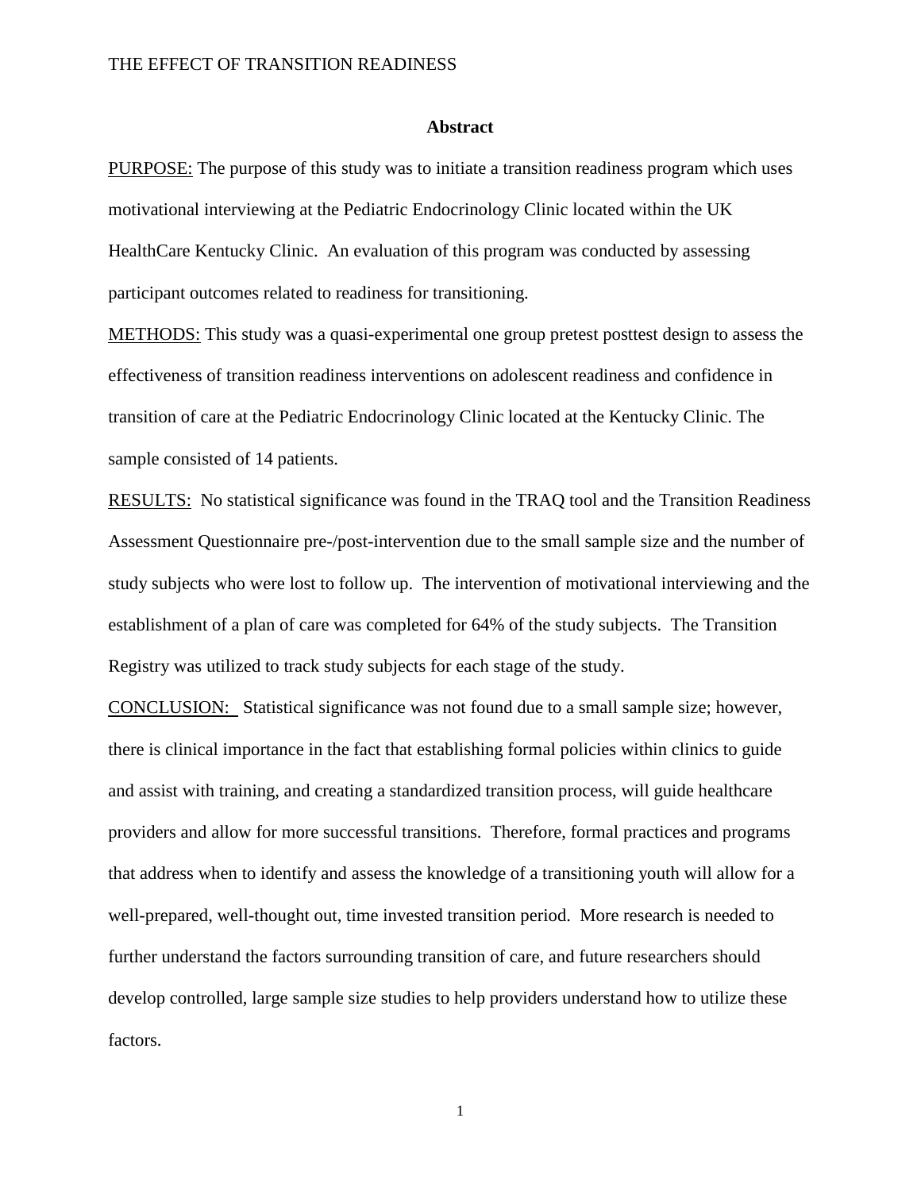## Abstract

PURPOSE: The purpose of this study was to initiate a transition readiness program which uses motivational interviewing at the Pediatric Endocrinology Clinic located within the UK HealthCare Kentucky Clinic. An evaluation of this program was conducted by assessing participant outcomes related to readiness for transitioning.

METHODS: This study was a quasi-experimental one group pretest posttest design to assess the effectiveness of transition readiness interventions on adolescent readiness and confidence in transition of care at the Pediatric Endocrinology Clinic located at the Kentucky Clinic. The sample consisted of 14 patients.

RESULTS: No statistical significance was found in the TRAQ tool and the Transition Readiness Assessment Questionnaire pre-/post-intervention due to the small sample size and the number of study subjects who were lost to follow up. The intervention of motivational interviewing and the establishment of a plan of care was completed for 64% of the study subjects. The Transition Registry was utilized to track study subjects for each stage of the study.

CONCLUSION: Statistical significance was not found due to a small sample size; however, there is clinical importance in the fact that establishing formal policies within clinics to guide and assist with training, and creating a standardized transition process, will guide healthcare providers and allow for more successful transitions. Therefore, formal practices and programs that address when to identify and assess the knowledge of a transitioning youth will allow for a well-prepared, well-thought out, time invested transition period. More research is needed to further understand the factors surrounding transition of care, and future researchers should develop controlled, large sample size studies to help providers understand how to utilize these factors.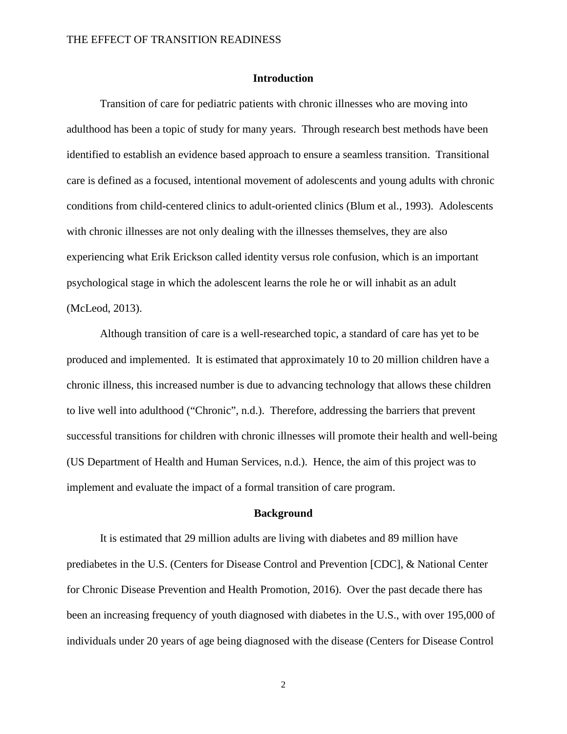## Introduction

Transition of care for pediatric patients with chronic illnesses who are moving into adulthood has been a topic of study for many years. Through research best methods have been identified to establish an evidence based approach to ensure a seamless transition. Transitional care is defined as a focused, intentional movement of adolescents and young adults with chronic conditions from child-centered clinics to adult-oriented clinics (Blum et al., 1993). Adolescents with chronic illnesses are not only dealing with the illnesses themselves, they are also experiencing what Erik Erickson called identity versus role confusion, which is an important psychological stage in which the adolescent learns the role he or will inhabit as an adult (McLeod, 2013).

Although transition of care is a well-researched topic, a standard of care has yet to be produced and implemented. It is estimated that approximately 10 to 20 million children have a chronic illness, this increased number is due to advancing technology that allows these children to live well into adulthood ("Chronic", n.d.). Therefore, addressing the barriers that prevent successful transitions for children with chronic illnesses will promote their health and well-being (US Department of Health and Human Services, n.d.). Hence, the aim of this project was to implement and evaluate the impact of a formal transition of care program.

## Background

It is estimated that 29 million adults are living with diabetes and 89 million have prediabetes in the U.S. (Centers for Disease Control and Prevention [CDC], & National Center for Chronic Disease Prevention and Health Promotion, 2016). Over the past decade there has been an increasing frequency of youth diagnosed with diabetes in the U.S., with over 195,000 of individuals under 20 years of age being diagnosed with the disease (Centers for Disease Control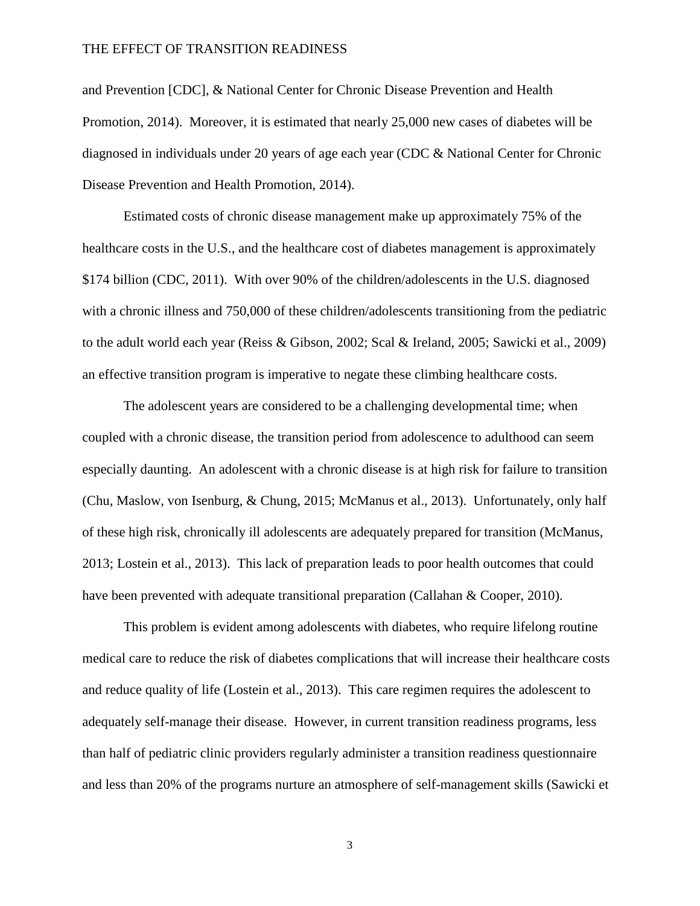and Prevention [CDC], & National Center for Chronic Disease Prevention and Health Promotion, 2014). Moreover, it is estimated that nearly 25,000 new cases of diabetes will be diagnosed in individuals under 20 years of age each year (CDC & National Center for Chronic Disease Prevention and Health Promotion, 2014).

Estimated costs of chronic disease management make up approximately 75% of the healthcare costs in the U.S., and the healthcare cost of diabetes management is approximately $174 billion (CDC, 2011). With over 90% of the children/adolescents in the U.S. diagnosed with a chronic illness and 750,000 of these children/adolescents transitioning from the pediatric to the adult world each year (Reiss & Gibson, 2002; Scal & Ireland, 2005; Sawicki et al., 2009) an effective transition program is imperative to negate these climbing healthcare costs.

The adolescent years are considered to be a challenging developmental time; when coupled with a chronic disease, the transition period from adolescence to adulthood can seem especially daunting. An adolescent with a chronic disease is at high risk for failure to transition (Chu, Maslow, von Isenburg, & Chung, 2015; McManus et al., 2013). Unfortunately, only half of these high risk, chronically ill adolescents are adequately prepared for transition (McManus, 2013; Lostein et al., 2013). This lack of preparation leads to poor health outcomes that could have been prevented with adequate transitional preparation (Callahan & Cooper, 2010).

This problem is evident among adolescents with diabetes, who require lifelong routine medical care to reduce the risk of diabetes complications that will increase their healthcare costs and reduce quality of life (Lostein et al., 2013). This care regimen requires the adolescent to adequately self-manage their disease. However, in current transition readiness programs, less than half of pediatric clinic providers regularly administer a transition readiness questionnaire and less than 20% of the programs nurture an atmosphere of self-management skills (Sawicki et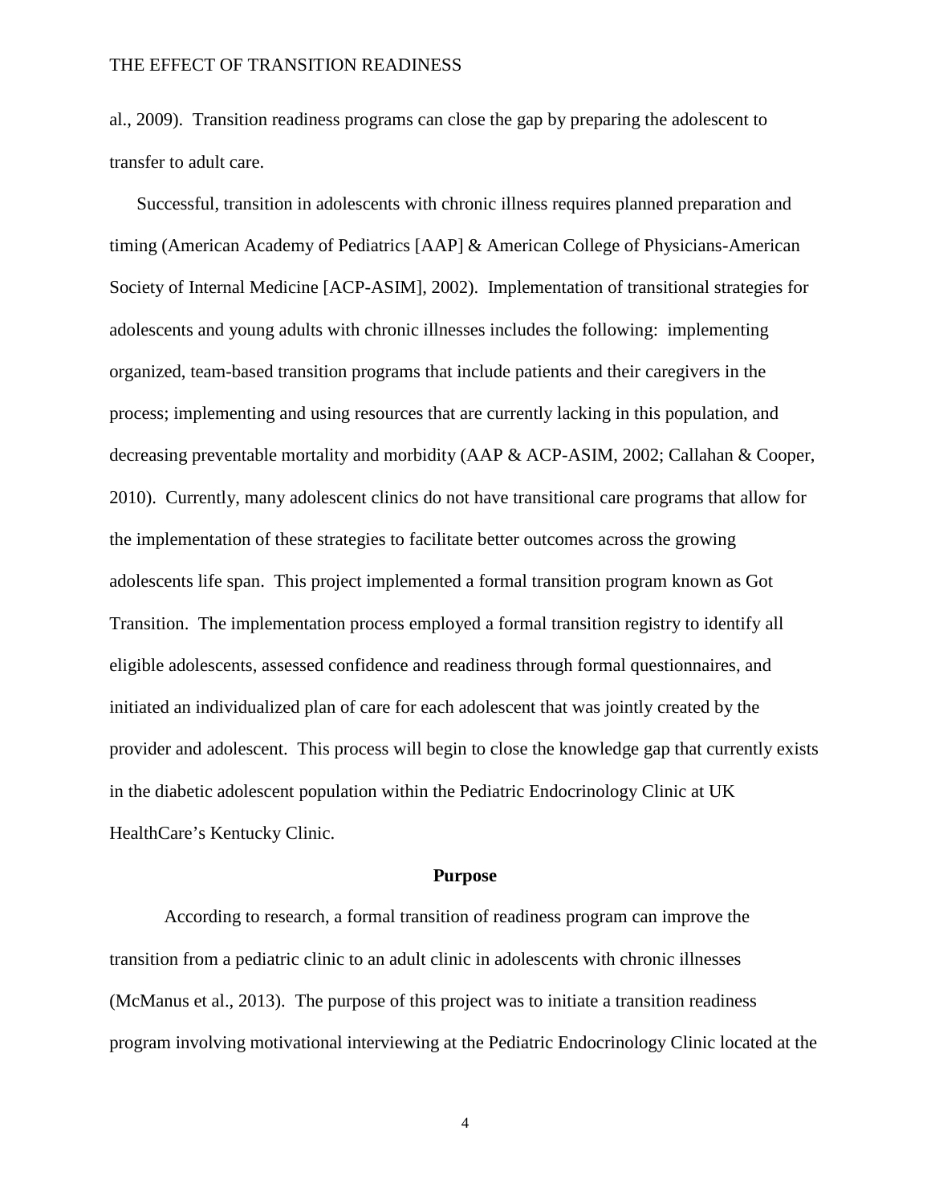al., 2009). Transition readiness programs can close the gap by preparing the adolescent to transfer to adult care.

Successful, transition in adolescents with chronic illness requires planned preparation and timing (American Academy of Pediatrics [AAP] & American College of Physicians-American Society of Internal Medicine [ACP-ASIM], 2002). Implementation of transitional strategies for adolescents and young adults with chronic illnesses includes the following: implementing organized, team-based transition programs that include patients and their caregivers in the process; implementing and using resources that are currently lacking in this population, and decreasing preventable mortality and morbidity (AAP & ACP-ASIM, 2002; Callahan & Cooper, 2010). Currently, many adolescent clinics do not have transitional care programs that allow for the implementation of these strategies to facilitate better outcomes across the growing adolescents life span. This project implemented a formal transition program known as Got Transition. The implementation process employed a formal transition registry to identify all eligible adolescents, assessed confidence and readiness through formal questionnaires, and initiated an individualized plan of care for each adolescent that was jointly created by the provider and adolescent. This process will begin to close the knowledge gap that currently exists in the diabetic adolescent population within the Pediatric Endocrinology Clinic at UK HealthCare's Kentucky Clinic.

## Purpose

According to research, a formal transition of readiness program can improve the transition from a pediatric clinic to an adult clinic in adolescents with chronic illnesses (McManus et al., 2013). The purpose of this project was to initiate a transition readiness program involving motivational interviewing at the Pediatric Endocrinology Clinic located at the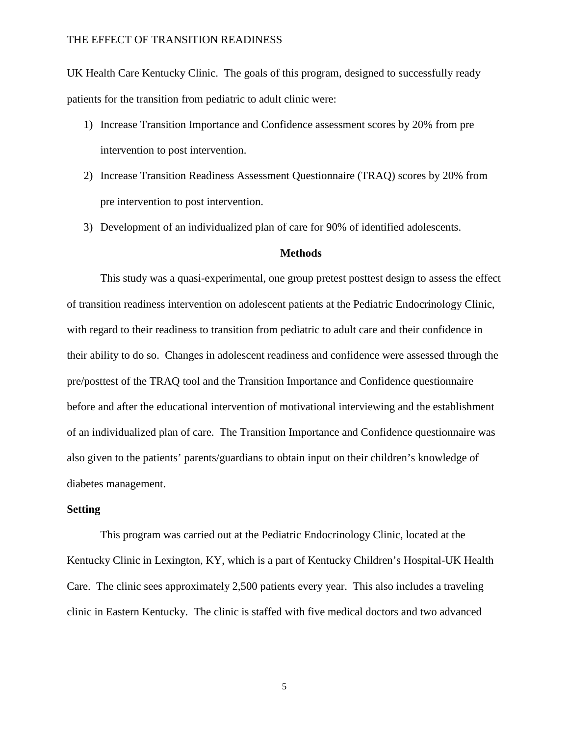UK Health Care Kentucky Clinic. The goals of this program, designed to successfully ready patients for the transition from pediatric to adult clinic were:

1) Increase Transition Importance and Confidence assessment scores by 20% from pre intervention to post intervention.
2) Increase Transition Readiness Assessment Questionnaire (TRAQ) scores by 20% from pre intervention to post intervention.
3) Development of an individualized plan of care for 90% of identified adolescents.

## Methods

This study was a quasi-experimental, one group pretest posttest design to assess the effect of transition readiness intervention on adolescent patients at the Pediatric Endocrinology Clinic, with regard to their readiness to transition from pediatric to adult care and their confidence in their ability to do so. Changes in adolescent readiness and confidence were assessed through the pre/posttest of the TRAQ tool and the Transition Importance and Confidence questionnaire before and after the educational intervention of motivational interviewing and the establishment of an individualized plan of care. The Transition Importance and Confidence questionnaire was also given to the patients' parents/guardians to obtain input on their children's knowledge of diabetes management.

### Setting

This program was carried out at the Pediatric Endocrinology Clinic, located at the Kentucky Clinic in Lexington, KY, which is a part of Kentucky Children's Hospital-UK Health Care. The clinic sees approximately 2,500 patients every year. This also includes a traveling clinic in Eastern Kentucky. The clinic is staffed with five medical doctors and two advanced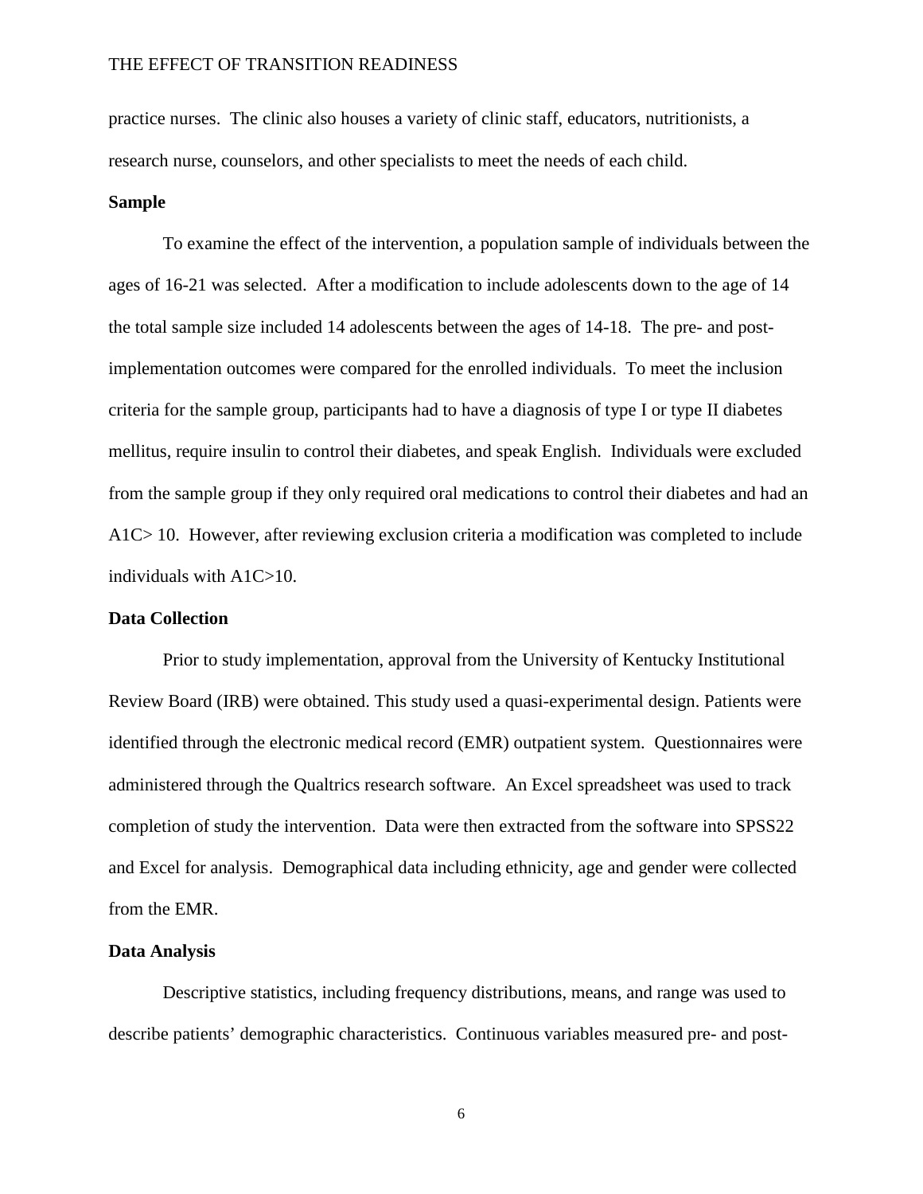practice nurses. The clinic also houses a variety of clinic staff, educators, nutritionists, a research nurse, counselors, and other specialists to meet the needs of each child.

## Sample

To examine the effect of the intervention, a population sample of individuals between the ages of 16-21 was selected. After a modification to include adolescents down to the age of 14 the total sample size included 14 adolescents between the ages of 14-18. The pre- and post-implementation outcomes were compared for the enrolled individuals. To meet the inclusion criteria for the sample group, participants had to have a diagnosis of type I or type II diabetes mellitus, require insulin to control their diabetes, and speak English. Individuals were excluded from the sample group if they only required oral medications to control their diabetes and had an A1C> 10. However, after reviewing exclusion criteria a modification was completed to include individuals with A1C>10.

## Data Collection

Prior to study implementation, approval from the University of Kentucky Institutional Review Board (IRB) were obtained. This study used a quasi-experimental design. Patients were identified through the electronic medical record (EMR) outpatient system. Questionnaires were administered through the Qualtrics research software. An Excel spreadsheet was used to track completion of study the intervention. Data were then extracted from the software into SPSS22 and Excel for analysis. Demographical data including ethnicity, age and gender were collected from the EMR.

## Data Analysis

Descriptive statistics, including frequency distributions, means, and range was used to describe patients' demographic characteristics. Continuous variables measured pre- and post-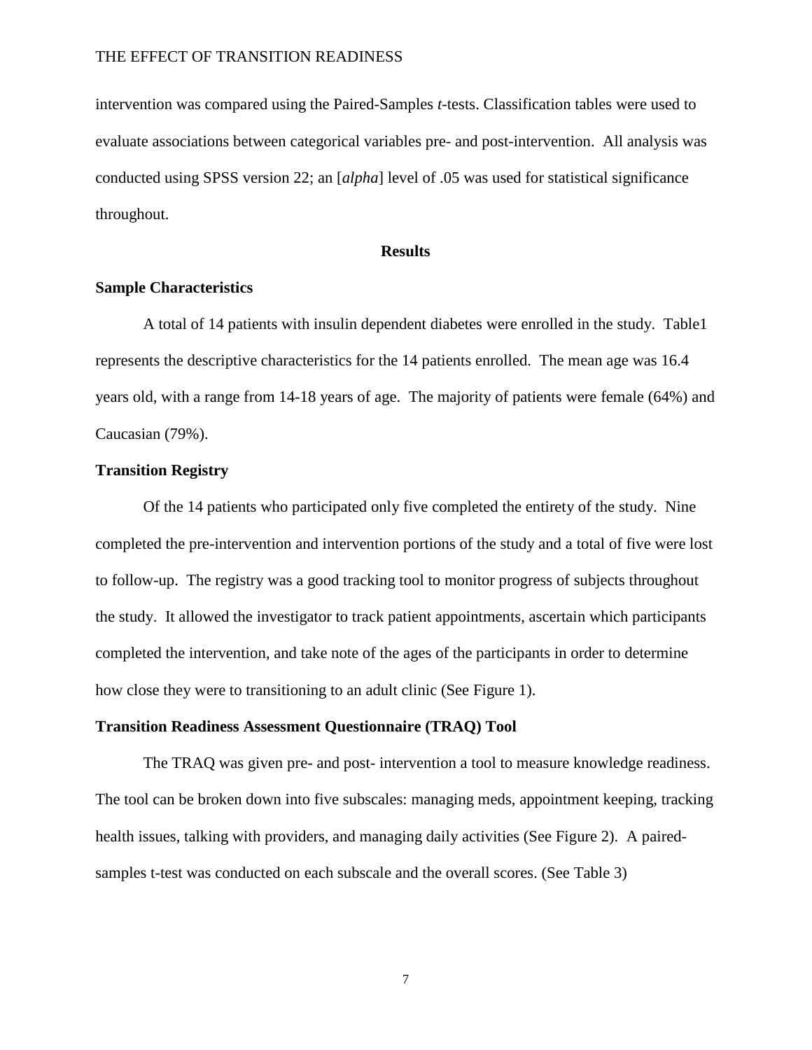intervention was compared using the Paired-Samples *t*-tests. Classification tables were used to evaluate associations between categorical variables pre- and post-intervention. All analysis was conducted using SPSS version 22; an [*alpha*] level of .05 was used for statistical significance throughout.

## Results

### Sample Characteristics

A total of 14 patients with insulin dependent diabetes were enrolled in the study. Table1 represents the descriptive characteristics for the 14 patients enrolled. The mean age was 16.4 years old, with a range from 14-18 years of age. The majority of patients were female (64%) and Caucasian (79%).

### Transition Registry

Of the 14 patients who participated only five completed the entirety of the study. Nine completed the pre-intervention and intervention portions of the study and a total of five were lost to follow-up. The registry was a good tracking tool to monitor progress of subjects throughout the study. It allowed the investigator to track patient appointments, ascertain which participants completed the intervention, and take note of the ages of the participants in order to determine how close they were to transitioning to an adult clinic (See Figure 1).

### Transition Readiness Assessment Questionnaire (TRAQ) Tool

The TRAQ was given pre- and post- intervention a tool to measure knowledge readiness. The tool can be broken down into five subscales: managing meds, appointment keeping, tracking health issues, talking with providers, and managing daily activities (See Figure 2). A paired-samples t-test was conducted on each subscale and the overall scores. (See Table 3)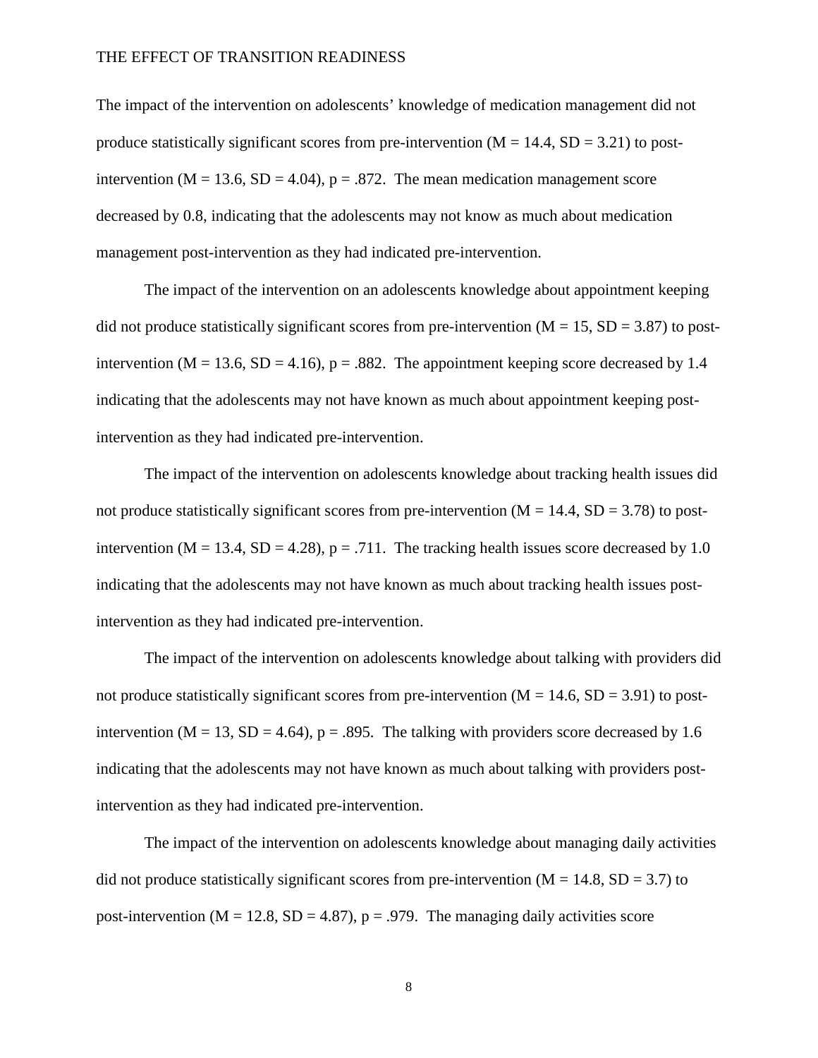The impact of the intervention on adolescents' knowledge of medication management did not produce statistically significant scores from pre-intervention ($M = 14.4$, $SD = 3.21$) to post-intervention ($M = 13.6$, $SD = 4.04$), $p = .872$. The mean medication management score decreased by 0.8, indicating that the adolescents may not know as much about medication management post-intervention as they had indicated pre-intervention.

The impact of the intervention on an adolescents knowledge about appointment keeping did not produce statistically significant scores from pre-intervention ($M = 15$, $SD = 3.87$) to post-intervention ($M = 13.6$, $SD = 4.16$), $p = .882$. The appointment keeping score decreased by 1.4 indicating that the adolescents may not have known as much about appointment keeping post-intervention as they had indicated pre-intervention.

The impact of the intervention on adolescents knowledge about tracking health issues did not produce statistically significant scores from pre-intervention ($M = 14.4$, $SD = 3.78$) to post-intervention ($M = 13.4$, $SD = 4.28$), $p = .711$. The tracking health issues score decreased by 1.0 indicating that the adolescents may not have known as much about tracking health issues post-intervention as they had indicated pre-intervention.

The impact of the intervention on adolescents knowledge about talking with providers did not produce statistically significant scores from pre-intervention ($M = 14.6$, $SD = 3.91$) to post-intervention ($M = 13$, $SD = 4.64$), $p = .895$. The talking with providers score decreased by 1.6 indicating that the adolescents may not have known as much about talking with providers post-intervention as they had indicated pre-intervention.

The impact of the intervention on adolescents knowledge about managing daily activities did not produce statistically significant scores from pre-intervention ($M = 14.8$, $SD = 3.7$) to post-intervention ($M = 12.8$, $SD = 4.87$), $p = .979$. The managing daily activities score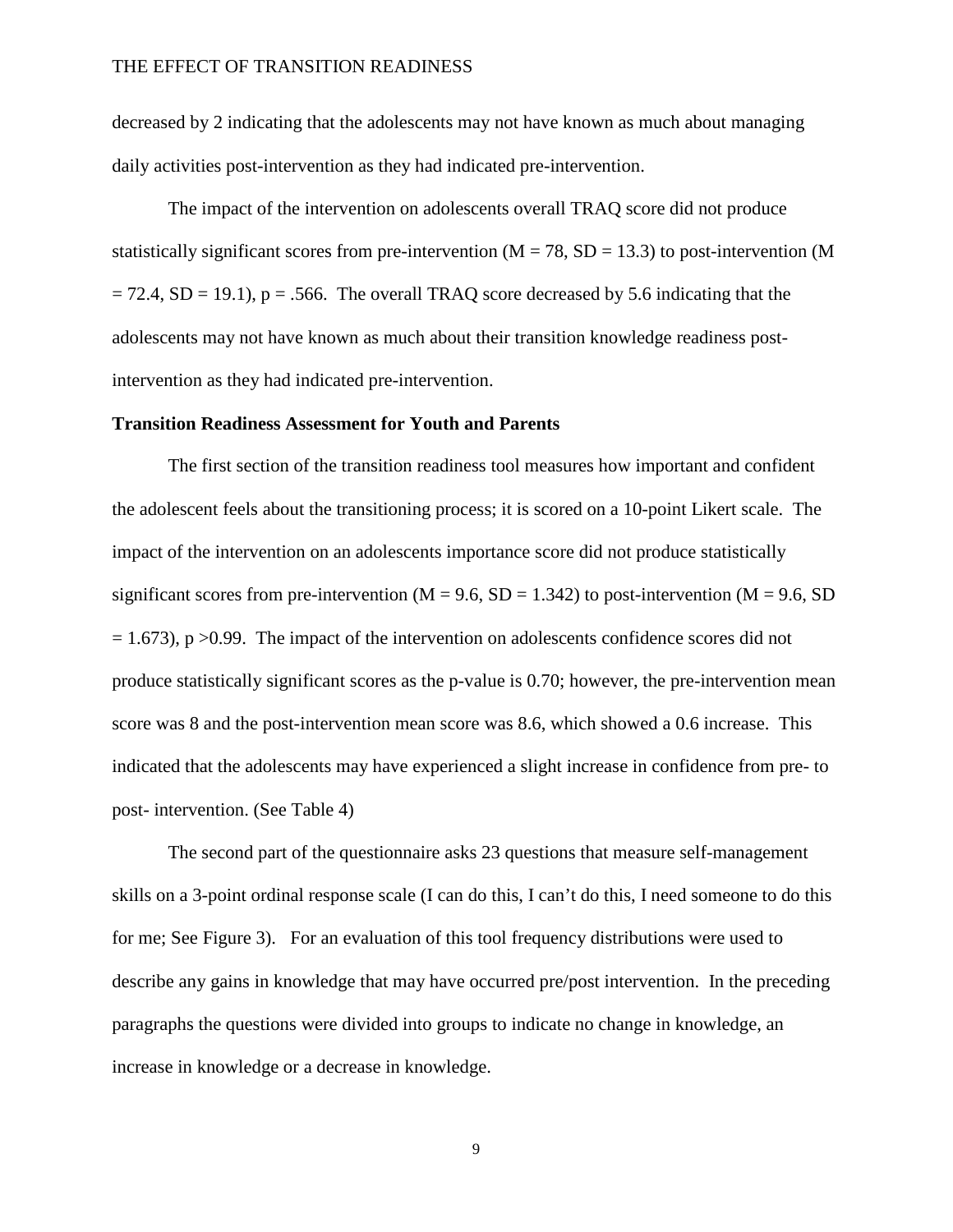decreased by 2 indicating that the adolescents may not have known as much about managing daily activities post-intervention as they had indicated pre-intervention.

The impact of the intervention on adolescents overall TRAQ score did not produce statistically significant scores from pre-intervention ($M = 78$, $SD = 13.3$) to post-intervention ($M = 72.4$, $SD = 19.1$), $p = .566$. The overall TRAQ score decreased by 5.6 indicating that the adolescents may not have known as much about their transition knowledge readiness post-intervention as they had indicated pre-intervention.

**Transition Readiness Assessment for Youth and Parents**

The first section of the transition readiness tool measures how important and confident the adolescent feels about the transitioning process; it is scored on a 10-point Likert scale. The impact of the intervention on an adolescents importance score did not produce statistically significant scores from pre-intervention ($M = 9.6$, $SD = 1.342$) to post-intervention ($M = 9.6$, $SD = 1.673$), $p > 0.99$. The impact of the intervention on adolescents confidence scores did not produce statistically significant scores as the p-value is 0.70; however, the pre-intervention mean score was 8 and the post-intervention mean score was 8.6, which showed a 0.6 increase. This indicated that the adolescents may have experienced a slight increase in confidence from pre- to post- intervention. (See Table 4)

The second part of the questionnaire asks 23 questions that measure self-management skills on a 3-point ordinal response scale (I can do this, I can't do this, I need someone to do this for me; See Figure 3). For an evaluation of this tool frequency distributions were used to describe any gains in knowledge that may have occurred pre/post intervention. In the preceding paragraphs the questions were divided into groups to indicate no change in knowledge, an increase in knowledge or a decrease in knowledge.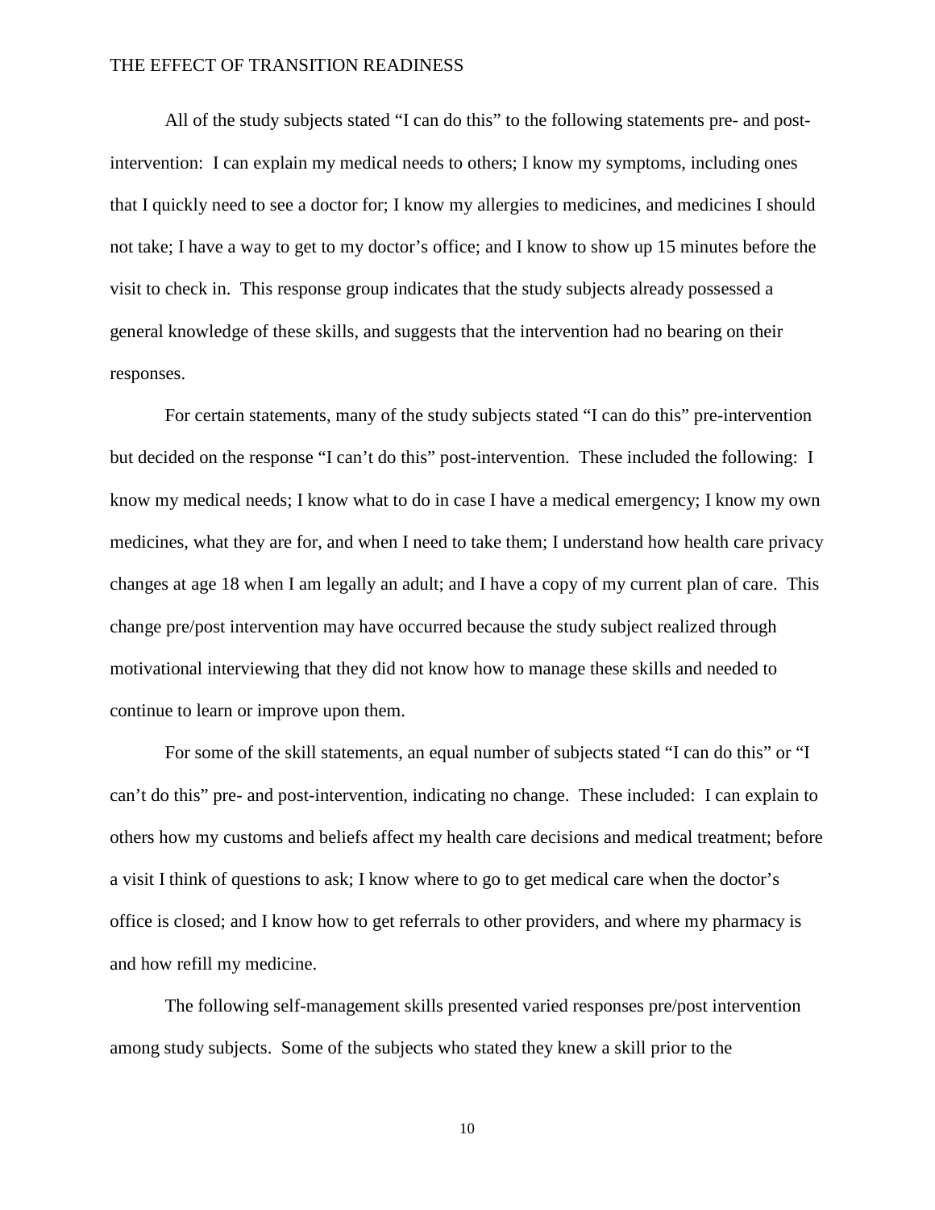All of the study subjects stated “I can do this” to the following statements pre- and post-intervention: I can explain my medical needs to others; I know my symptoms, including ones that I quickly need to see a doctor for; I know my allergies to medicines, and medicines I should not take; I have a way to get to my doctor’s office; and I know to show up 15 minutes before the visit to check in. This response group indicates that the study subjects already possessed a general knowledge of these skills, and suggests that the intervention had no bearing on their responses.

For certain statements, many of the study subjects stated “I can do this” pre-intervention but decided on the response “I can’t do this” post-intervention. These included the following: I know my medical needs; I know what to do in case I have a medical emergency; I know my own medicines, what they are for, and when I need to take them; I understand how health care privacy changes at age 18 when I am legally an adult; and I have a copy of my current plan of care. This change pre/post intervention may have occurred because the study subject realized through motivational interviewing that they did not know how to manage these skills and needed to continue to learn or improve upon them.

For some of the skill statements, an equal number of subjects stated “I can do this” or “I can’t do this” pre- and post-intervention, indicating no change. These included: I can explain to others how my customs and beliefs affect my health care decisions and medical treatment; before a visit I think of questions to ask; I know where to go to get medical care when the doctor’s office is closed; and I know how to get referrals to other providers, and where my pharmacy is and how refill my medicine.

The following self-management skills presented varied responses pre/post intervention among study subjects. Some of the subjects who stated they knew a skill prior to the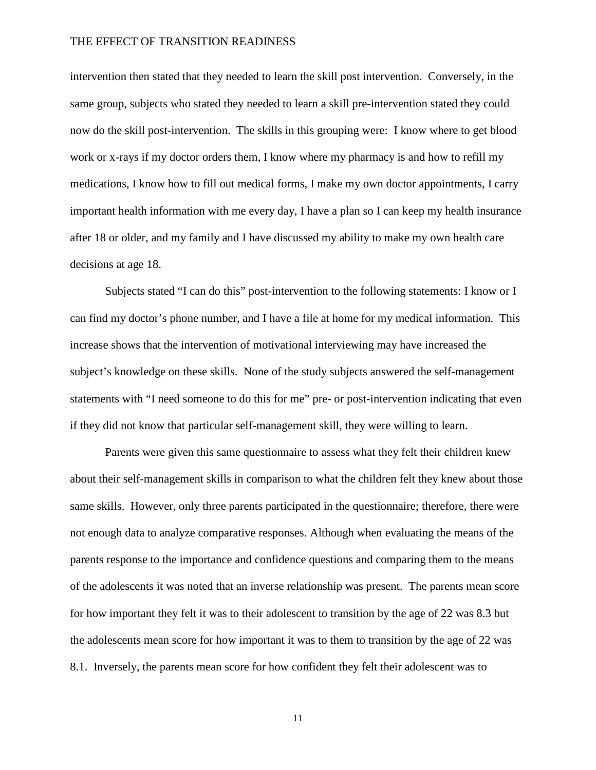intervention then stated that they needed to learn the skill post intervention. Conversely, in the same group, subjects who stated they needed to learn a skill pre-intervention stated they could now do the skill post-intervention. The skills in this grouping were: I know where to get blood work or x-rays if my doctor orders them, I know where my pharmacy is and how to refill my medications, I know how to fill out medical forms, I make my own doctor appointments, I carry important health information with me every day, I have a plan so I can keep my health insurance after 18 or older, and my family and I have discussed my ability to make my own health care decisions at age 18.

Subjects stated "I can do this" post-intervention to the following statements: I know or I can find my doctor's phone number, and I have a file at home for my medical information. This increase shows that the intervention of motivational interviewing may have increased the subject's knowledge on these skills. None of the study subjects answered the self-management statements with "I need someone to do this for me" pre- or post-intervention indicating that even if they did not know that particular self-management skill, they were willing to learn.

Parents were given this same questionnaire to assess what they felt their children knew about their self-management skills in comparison to what the children felt they knew about those same skills. However, only three parents participated in the questionnaire; therefore, there were not enough data to analyze comparative responses. Although when evaluating the means of the parents response to the importance and confidence questions and comparing them to the means of the adolescents it was noted that an inverse relationship was present. The parents mean score for how important they felt it was to their adolescent to transition by the age of 22 was 8.3 but the adolescents mean score for how important it was to them to transition by the age of 22 was 8.1. Inversely, the parents mean score for how confident they felt their adolescent was to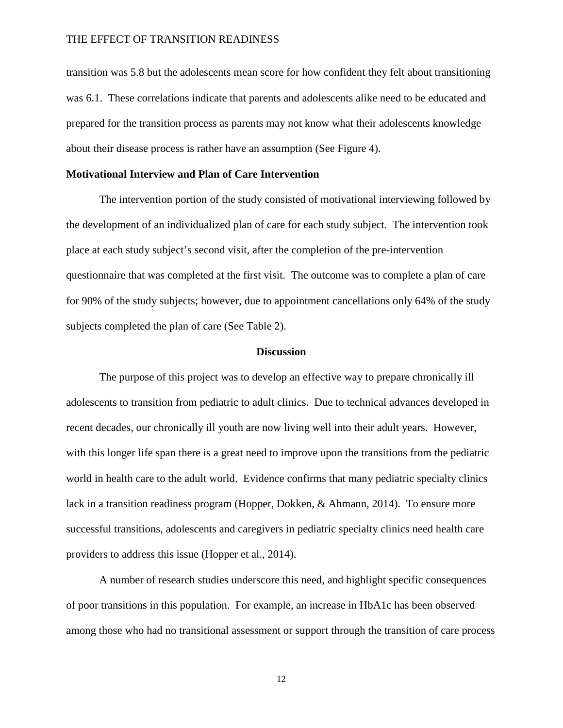transition was 5.8 but the adolescents mean score for how confident they felt about transitioning was 6.1. These correlations indicate that parents and adolescents alike need to be educated and prepared for the transition process as parents may not know what their adolescents knowledge about their disease process is rather have an assumption (See Figure 4).

**Motivational Interview and Plan of Care Intervention**

The intervention portion of the study consisted of motivational interviewing followed by the development of an individualized plan of care for each study subject. The intervention took place at each study subject's second visit, after the completion of the pre-intervention questionnaire that was completed at the first visit. The outcome was to complete a plan of care for 90% of the study subjects; however, due to appointment cancellations only 64% of the study subjects completed the plan of care (See Table 2).

## Discussion

The purpose of this project was to develop an effective way to prepare chronically ill adolescents to transition from pediatric to adult clinics. Due to technical advances developed in recent decades, our chronically ill youth are now living well into their adult years. However, with this longer life span there is a great need to improve upon the transitions from the pediatric world in health care to the adult world. Evidence confirms that many pediatric specialty clinics lack in a transition readiness program (Hopper, Dokken, & Ahmann, 2014). To ensure more successful transitions, adolescents and caregivers in pediatric specialty clinics need health care providers to address this issue (Hopper et al., 2014).

A number of research studies underscore this need, and highlight specific consequences of poor transitions in this population. For example, an increase in HbA1c has been observed among those who had no transitional assessment or support through the transition of care process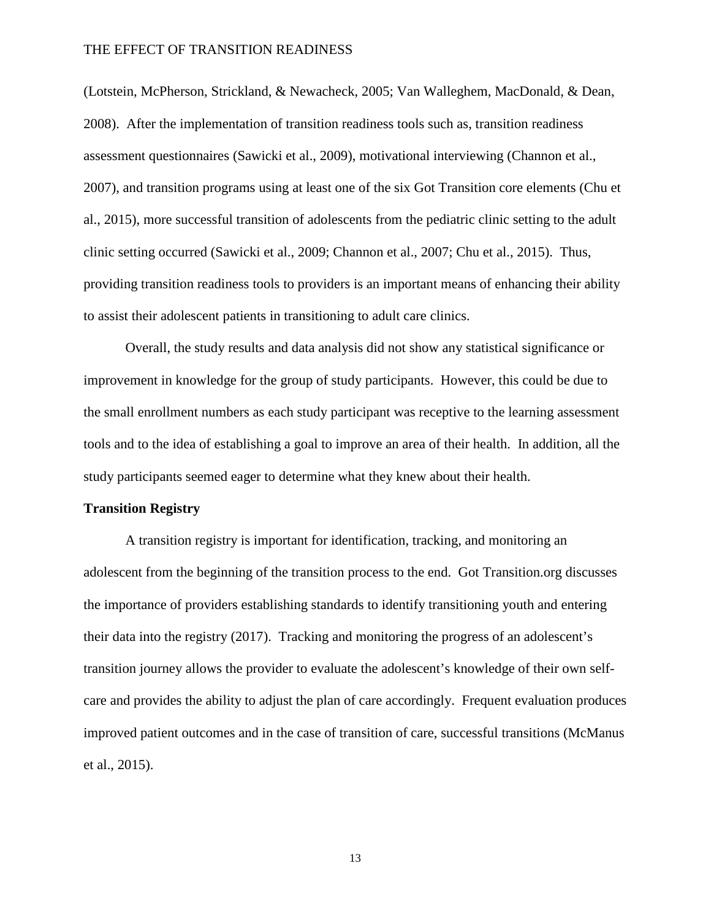(Lotstein, McPherson, Strickland, & Newacheck, 2005; Van Walleghem, MacDonald, & Dean, 2008). After the implementation of transition readiness tools such as, transition readiness assessment questionnaires (Sawicki et al., 2009), motivational interviewing (Channon et al., 2007), and transition programs using at least one of the six Got Transition core elements (Chu et al., 2015), more successful transition of adolescents from the pediatric clinic setting to the adult clinic setting occurred (Sawicki et al., 2009; Channon et al., 2007; Chu et al., 2015). Thus, providing transition readiness tools to providers is an important means of enhancing their ability to assist their adolescent patients in transitioning to adult care clinics.

Overall, the study results and data analysis did not show any statistical significance or improvement in knowledge for the group of study participants. However, this could be due to the small enrollment numbers as each study participant was receptive to the learning assessment tools and to the idea of establishing a goal to improve an area of their health. In addition, all the study participants seemed eager to determine what they knew about their health.

**Transition Registry**

A transition registry is important for identification, tracking, and monitoring an adolescent from the beginning of the transition process to the end. Got Transition.org discusses the importance of providers establishing standards to identify transitioning youth and entering their data into the registry (2017). Tracking and monitoring the progress of an adolescent's transition journey allows the provider to evaluate the adolescent's knowledge of their own self-care and provides the ability to adjust the plan of care accordingly. Frequent evaluation produces improved patient outcomes and in the case of transition of care, successful transitions (McManus et al., 2015).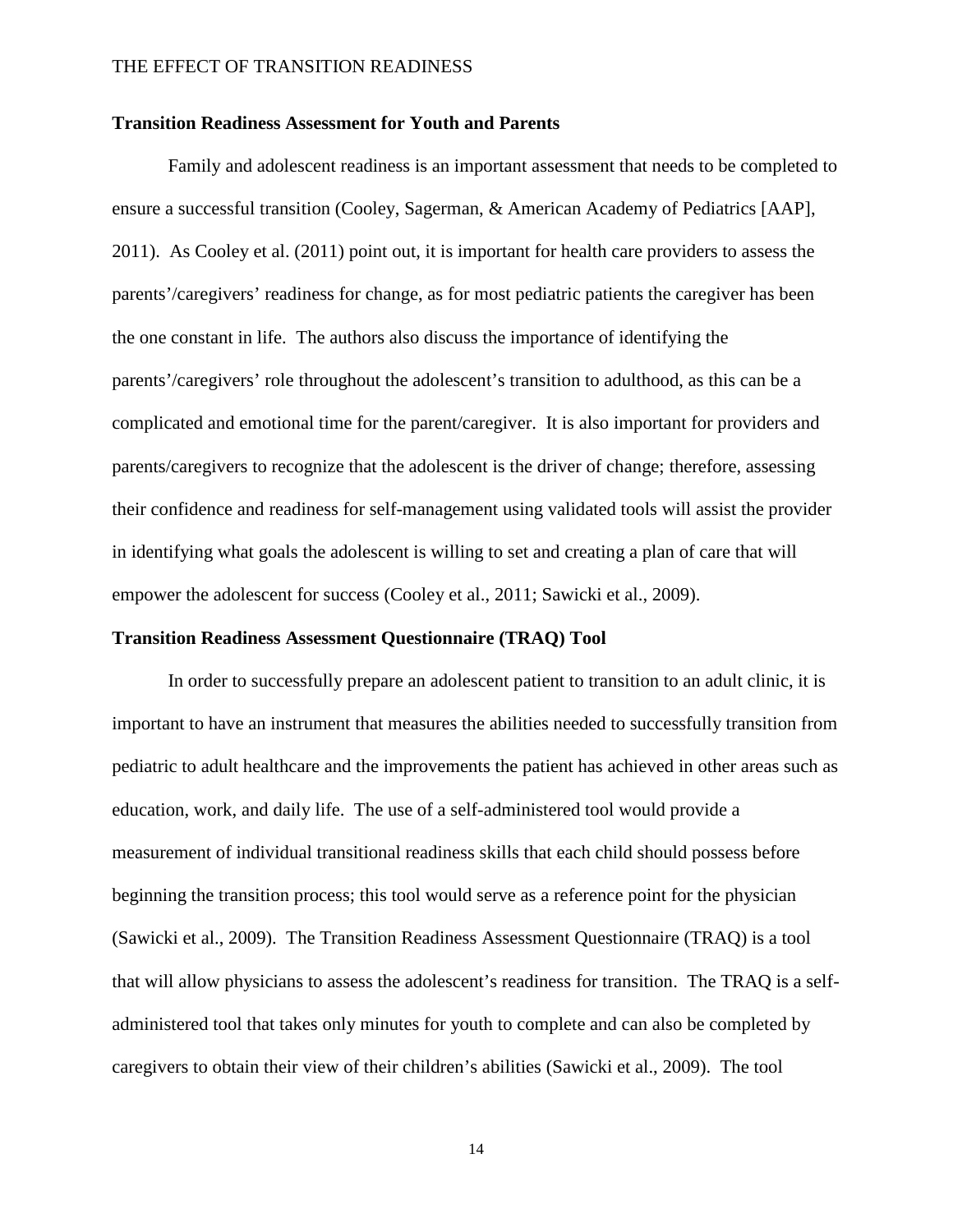## Transition Readiness Assessment for Youth and Parents

Family and adolescent readiness is an important assessment that needs to be completed to ensure a successful transition (Cooley, Sagerman, & American Academy of Pediatrics [AAP], 2011). As Cooley et al. (2011) point out, it is important for health care providers to assess the parents'/caregivers' readiness for change, as for most pediatric patients the caregiver has been the one constant in life. The authors also discuss the importance of identifying the parents'/caregivers' role throughout the adolescent's transition to adulthood, as this can be a complicated and emotional time for the parent/caregiver. It is also important for providers and parents/caregivers to recognize that the adolescent is the driver of change; therefore, assessing their confidence and readiness for self-management using validated tools will assist the provider in identifying what goals the adolescent is willing to set and creating a plan of care that will empower the adolescent for success (Cooley et al., 2011; Sawicki et al., 2009).

## Transition Readiness Assessment Questionnaire (TRAQ) Tool

In order to successfully prepare an adolescent patient to transition to an adult clinic, it is important to have an instrument that measures the abilities needed to successfully transition from pediatric to adult healthcare and the improvements the patient has achieved in other areas such as education, work, and daily life. The use of a self-administered tool would provide a measurement of individual transitional readiness skills that each child should possess before beginning the transition process; this tool would serve as a reference point for the physician (Sawicki et al., 2009). The Transition Readiness Assessment Questionnaire (TRAQ) is a tool that will allow physicians to assess the adolescent's readiness for transition. The TRAQ is a self-administered tool that takes only minutes for youth to complete and can also be completed by caregivers to obtain their view of their children's abilities (Sawicki et al., 2009). The tool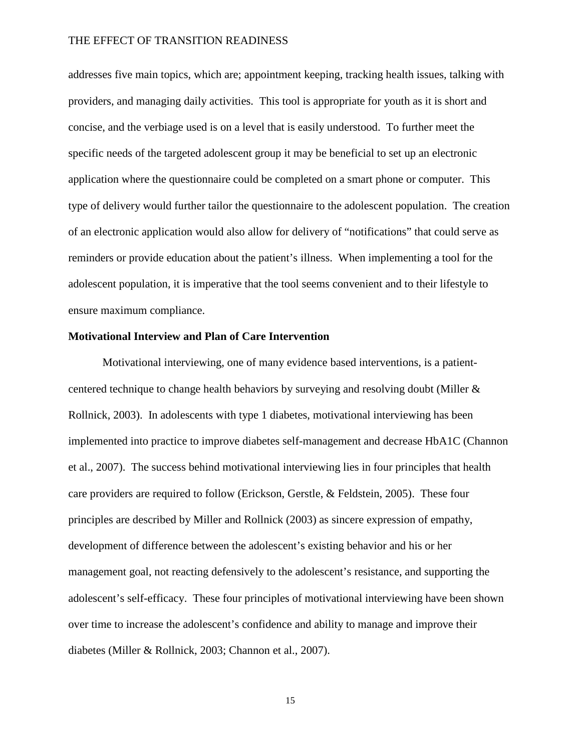addresses five main topics, which are; appointment keeping, tracking health issues, talking with providers, and managing daily activities. This tool is appropriate for youth as it is short and concise, and the verbiage used is on a level that is easily understood. To further meet the specific needs of the targeted adolescent group it may be beneficial to set up an electronic application where the questionnaire could be completed on a smart phone or computer. This type of delivery would further tailor the questionnaire to the adolescent population. The creation of an electronic application would also allow for delivery of "notifications" that could serve as reminders or provide education about the patient's illness. When implementing a tool for the adolescent population, it is imperative that the tool seems convenient and to their lifestyle to ensure maximum compliance.

**Motivational Interview and Plan of Care Intervention**

Motivational interviewing, one of many evidence based interventions, is a patient-centered technique to change health behaviors by surveying and resolving doubt (Miller & Rollnick, 2003). In adolescents with type 1 diabetes, motivational interviewing has been implemented into practice to improve diabetes self-management and decrease HbA1C (Channon et al., 2007). The success behind motivational interviewing lies in four principles that health care providers are required to follow (Erickson, Gerstle, & Feldstein, 2005). These four principles are described by Miller and Rollnick (2003) as sincere expression of empathy, development of difference between the adolescent's existing behavior and his or her management goal, not reacting defensively to the adolescent's resistance, and supporting the adolescent's self-efficacy. These four principles of motivational interviewing have been shown over time to increase the adolescent's confidence and ability to manage and improve their diabetes (Miller & Rollnick, 2003; Channon et al., 2007).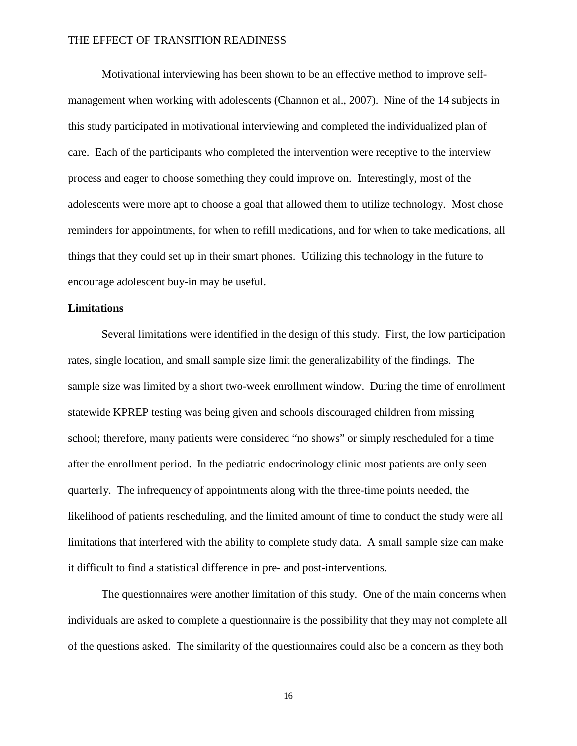Motivational interviewing has been shown to be an effective method to improve self-management when working with adolescents (Channon et al., 2007). Nine of the 14 subjects in this study participated in motivational interviewing and completed the individualized plan of care. Each of the participants who completed the intervention were receptive to the interview process and eager to choose something they could improve on. Interestingly, most of the adolescents were more apt to choose a goal that allowed them to utilize technology. Most chose reminders for appointments, for when to refill medications, and for when to take medications, all things that they could set up in their smart phones. Utilizing this technology in the future to encourage adolescent buy-in may be useful.

**Limitations**

Several limitations were identified in the design of this study. First, the low participation rates, single location, and small sample size limit the generalizability of the findings. The sample size was limited by a short two-week enrollment window. During the time of enrollment statewide KPREP testing was being given and schools discouraged children from missing school; therefore, many patients were considered "no shows" or simply rescheduled for a time after the enrollment period. In the pediatric endocrinology clinic most patients are only seen quarterly. The infrequency of appointments along with the three-time points needed, the likelihood of patients rescheduling, and the limited amount of time to conduct the study were all limitations that interfered with the ability to complete study data. A small sample size can make it difficult to find a statistical difference in pre- and post-interventions.

The questionnaires were another limitation of this study. One of the main concerns when individuals are asked to complete a questionnaire is the possibility that they may not complete all of the questions asked. The similarity of the questionnaires could also be a concern as they both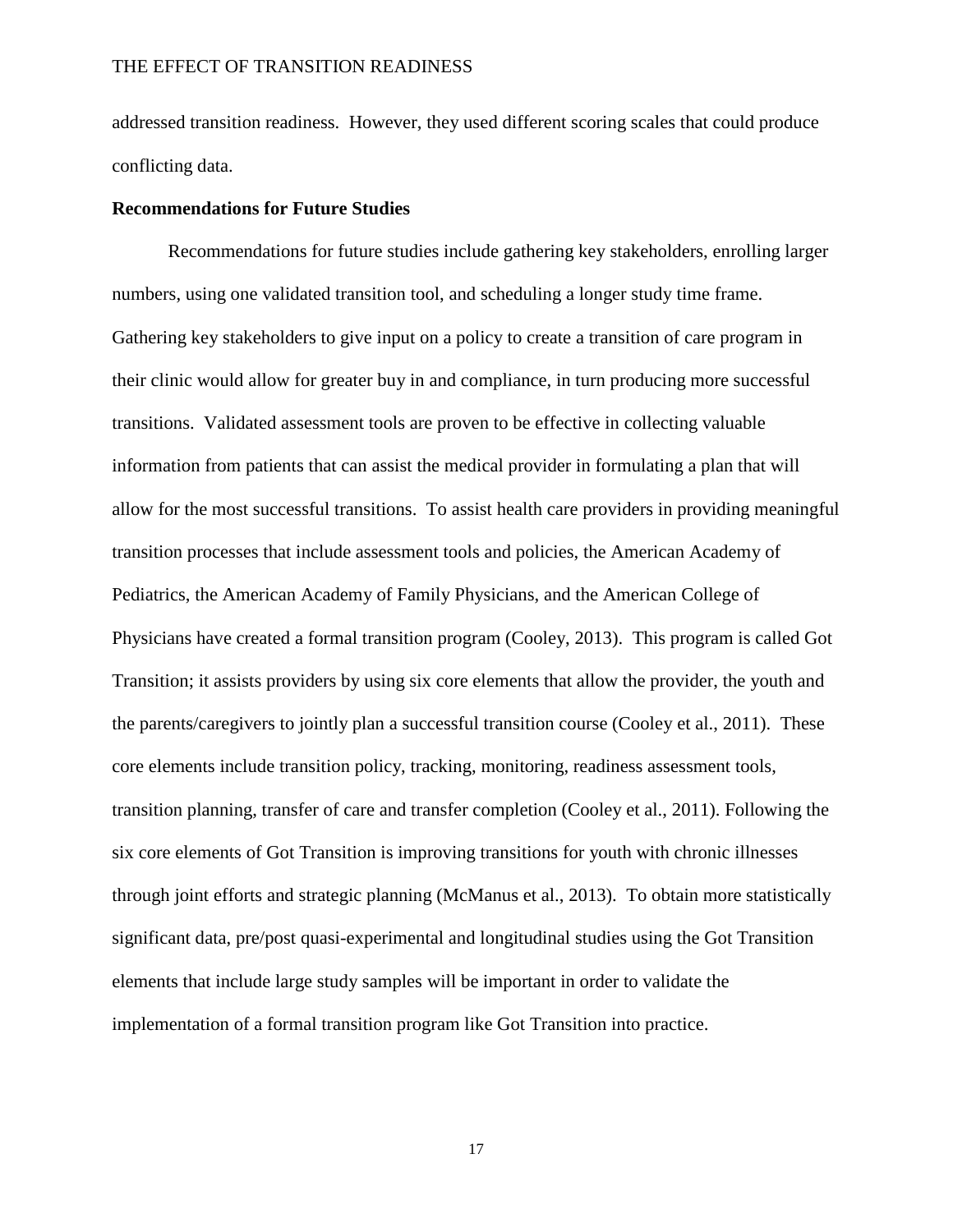addressed transition readiness. However, they used different scoring scales that could produce conflicting data.

**Recommendations for Future Studies**

Recommendations for future studies include gathering key stakeholders, enrolling larger numbers, using one validated transition tool, and scheduling a longer study time frame. Gathering key stakeholders to give input on a policy to create a transition of care program in their clinic would allow for greater buy in and compliance, in turn producing more successful transitions. Validated assessment tools are proven to be effective in collecting valuable information from patients that can assist the medical provider in formulating a plan that will allow for the most successful transitions. To assist health care providers in providing meaningful transition processes that include assessment tools and policies, the American Academy of Pediatrics, the American Academy of Family Physicians, and the American College of Physicians have created a formal transition program (Cooley, 2013). This program is called Got Transition; it assists providers by using six core elements that allow the provider, the youth and the parents/caregivers to jointly plan a successful transition course (Cooley et al., 2011). These core elements include transition policy, tracking, monitoring, readiness assessment tools, transition planning, transfer of care and transfer completion (Cooley et al., 2011). Following the six core elements of Got Transition is improving transitions for youth with chronic illnesses through joint efforts and strategic planning (McManus et al., 2013). To obtain more statistically significant data, pre/post quasi-experimental and longitudinal studies using the Got Transition elements that include large study samples will be important in order to validate the implementation of a formal transition program like Got Transition into practice.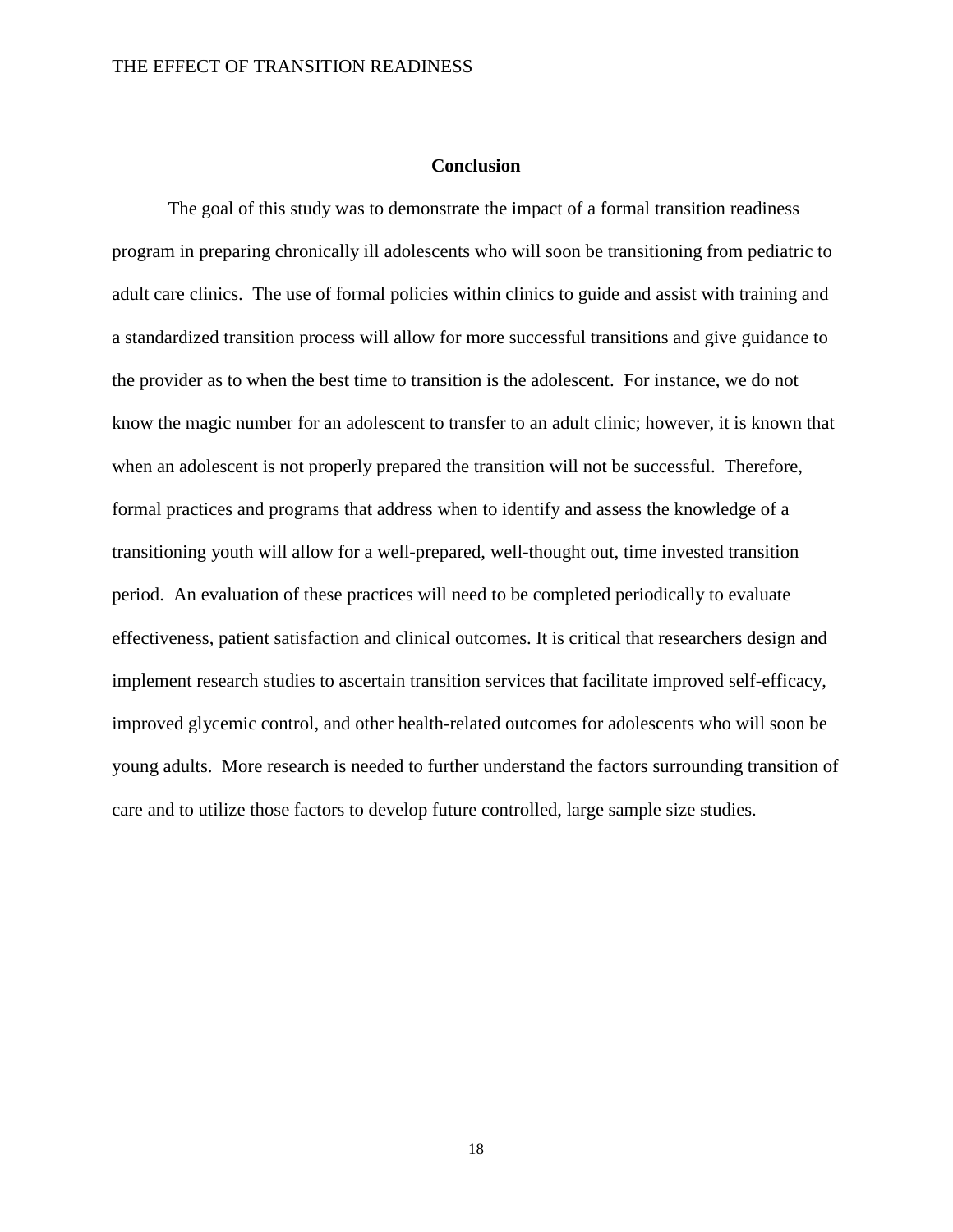## Conclusion

The goal of this study was to demonstrate the impact of a formal transition readiness program in preparing chronically ill adolescents who will soon be transitioning from pediatric to adult care clinics. The use of formal policies within clinics to guide and assist with training and a standardized transition process will allow for more successful transitions and give guidance to the provider as to when the best time to transition is the adolescent. For instance, we do not know the magic number for an adolescent to transfer to an adult clinic; however, it is known that when an adolescent is not properly prepared the transition will not be successful. Therefore, formal practices and programs that address when to identify and assess the knowledge of a transitioning youth will allow for a well-prepared, well-thought out, time invested transition period. An evaluation of these practices will need to be completed periodically to evaluate effectiveness, patient satisfaction and clinical outcomes. It is critical that researchers design and implement research studies to ascertain transition services that facilitate improved self-efficacy, improved glycemic control, and other health-related outcomes for adolescents who will soon be young adults. More research is needed to further understand the factors surrounding transition of care and to utilize those factors to develop future controlled, large sample size studies.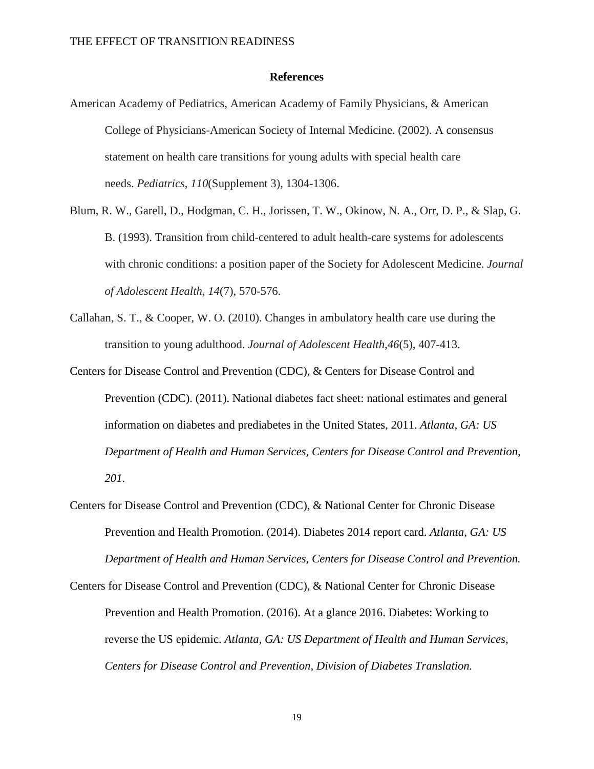**References**

American Academy of Pediatrics, American Academy of Family Physicians, & American College of Physicians-American Society of Internal Medicine. (2002). A consensus statement on health care transitions for young adults with special health care needs. *Pediatrics*, *110*(Supplement 3), 1304-1306.

Blum, R. W., Garell, D., Hodgman, C. H., Jorissen, T. W., Okinow, N. A., Orr, D. P., & Slap, G. B. (1993). Transition from child-centered to adult health-care systems for adolescents with chronic conditions: a position paper of the Society for Adolescent Medicine. *Journal of Adolescent Health*, *14*(7), 570-576.

Callahan, S. T., & Cooper, W. O. (2010). Changes in ambulatory health care use during the transition to young adulthood. *Journal of Adolescent Health*,*46*(5), 407-413.

Centers for Disease Control and Prevention (CDC), & Centers for Disease Control and Prevention (CDC). (2011). National diabetes fact sheet: national estimates and general information on diabetes and prediabetes in the United States, 2011. *Atlanta, GA: US Department of Health and Human Services, Centers for Disease Control and Prevention*, *201*.

Centers for Disease Control and Prevention (CDC), & National Center for Chronic Disease Prevention and Health Promotion. (2014). Diabetes 2014 report card. *Atlanta, GA: US Department of Health and Human Services, Centers for Disease Control and Prevention.*

Centers for Disease Control and Prevention (CDC), & National Center for Chronic Disease Prevention and Health Promotion. (2016). At a glance 2016. Diabetes: Working to reverse the US epidemic. *Atlanta, GA: US Department of Health and Human Services, Centers for Disease Control and Prevention, Division of Diabetes Translation.*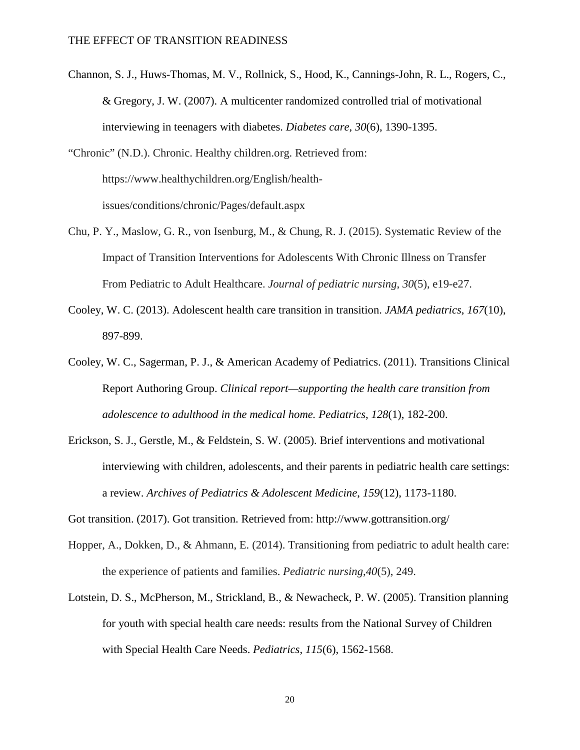Channon, S. J., Huws-Thomas, M. V., Rollnick, S., Hood, K., Cannings-John, R. L., Rogers, C., & Gregory, J. W. (2007). A multicenter randomized controlled trial of motivational interviewing in teenagers with diabetes. *Diabetes care*, *30*(6), 1390-1395.

"Chronic" (N.D.). Chronic. Healthy children.org. Retrieved from: https://www.healthychildren.org/English/health-issues/conditions/chronic/Pages/default.aspx

Chu, P. Y., Maslow, G. R., von Isenburg, M., & Chung, R. J. (2015). Systematic Review of the Impact of Transition Interventions for Adolescents With Chronic Illness on Transfer From Pediatric to Adult Healthcare. *Journal of pediatric nursing*, *30*(5), e19-e27.

Cooley, W. C. (2013). Adolescent health care transition in transition. *JAMA pediatrics*, *167*(10), 897-899.

Cooley, W. C., Sagerman, P. J., & American Academy of Pediatrics. (2011). Transitions Clinical Report Authoring Group. *Clinical report—supporting the health care transition from adolescence to adulthood in the medical home. Pediatrics*, *128*(1), 182-200.

Erickson, S. J., Gerstle, M., & Feldstein, S. W. (2005). Brief interventions and motivational interviewing with children, adolescents, and their parents in pediatric health care settings: a review. *Archives of Pediatrics & Adolescent Medicine*, *159*(12), 1173-1180.

Got transition. (2017). Got transition. Retrieved from: http://www.gottransition.org/

Hopper, A., Dokken, D., & Ahmann, E. (2014). Transitioning from pediatric to adult health care: the experience of patients and families. *Pediatric nursing*,*40*(5), 249.

Lotstein, D. S., McPherson, M., Strickland, B., & Newacheck, P. W. (2005). Transition planning for youth with special health care needs: results from the National Survey of Children with Special Health Care Needs. *Pediatrics, 115*(6), 1562-1568.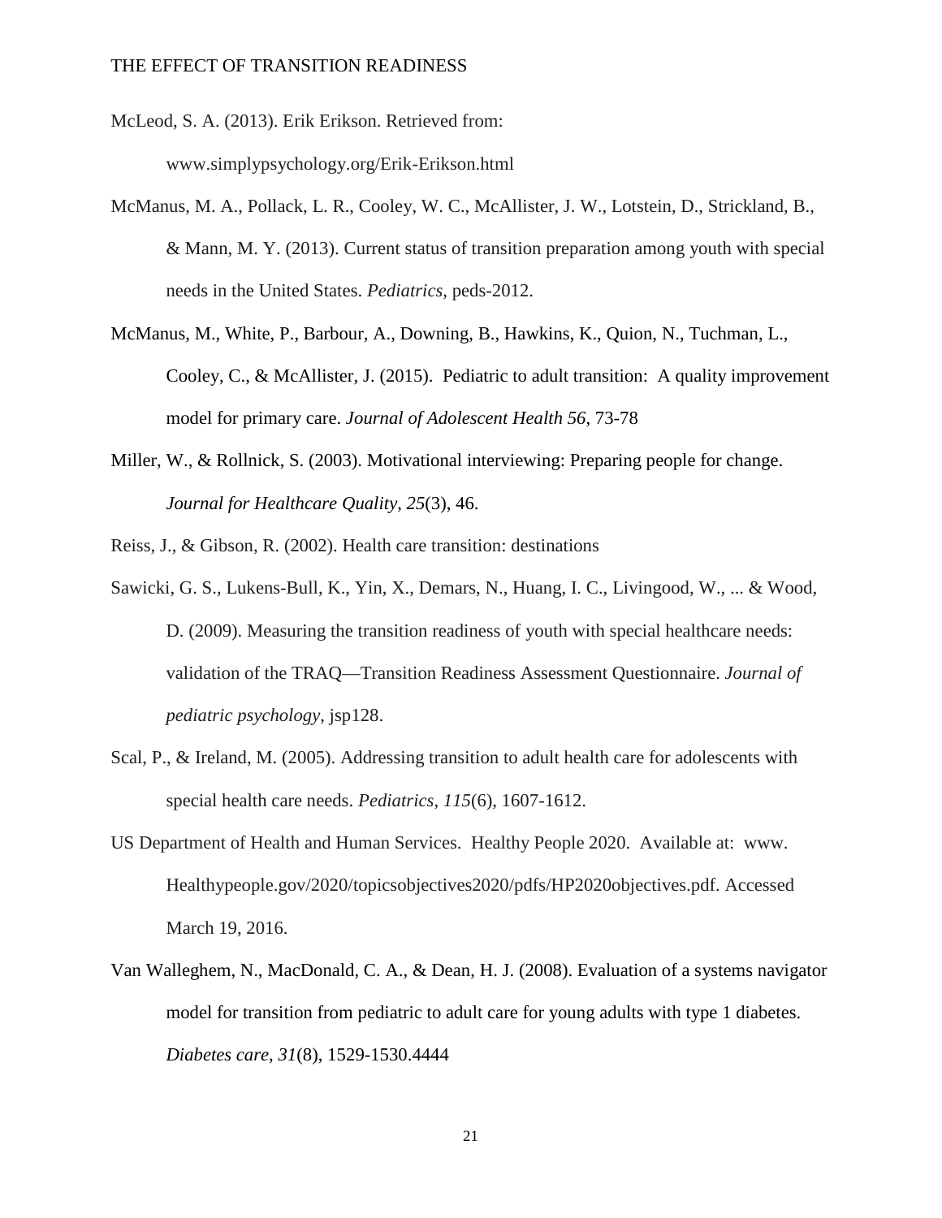McLeod, S. A. (2013). Erik Erikson. Retrieved from: www.simplypsychology.org/Erik-Erikson.html

McManus, M. A., Pollack, L. R., Cooley, W. C., McAllister, J. W., Lotstein, D., Strickland, B., & Mann, M. Y. (2013). Current status of transition preparation among youth with special needs in the United States. *Pediatrics*, peds-2012.

McManus, M., White, P., Barbour, A., Downing, B., Hawkins, K., Quion, N., Tuchman, L., Cooley, C., & McAllister, J. (2015). Pediatric to adult transition: A quality improvement model for primary care. *Journal of Adolescent Health 56*, 73-78

Miller, W., & Rollnick, S. (2003). Motivational interviewing: Preparing people for change. *Journal for Healthcare Quality*, *25*(3), 46.

Reiss, J., & Gibson, R. (2002). Health care transition: destinations

Sawicki, G. S., Lukens-Bull, K., Yin, X., Demars, N., Huang, I. C., Livingood, W., ... & Wood, D. (2009). Measuring the transition readiness of youth with special healthcare needs: validation of the TRAQ—Transition Readiness Assessment Questionnaire. *Journal of pediatric psychology*, jsp128.

Scal, P., & Ireland, M. (2005). Addressing transition to adult health care for adolescents with special health care needs. *Pediatrics*, *115*(6), 1607-1612.

US Department of Health and Human Services. Healthy People 2020. Available at: www. Healthypeople.gov/2020/topicsobjectives2020/pdfs/HP2020objectives.pdf. Accessed March 19, 2016.

Van Walleghem, N., MacDonald, C. A., & Dean, H. J. (2008). Evaluation of a systems navigator model for transition from pediatric to adult care for young adults with type 1 diabetes. *Diabetes care*, *31*(8), 1529-1530.4444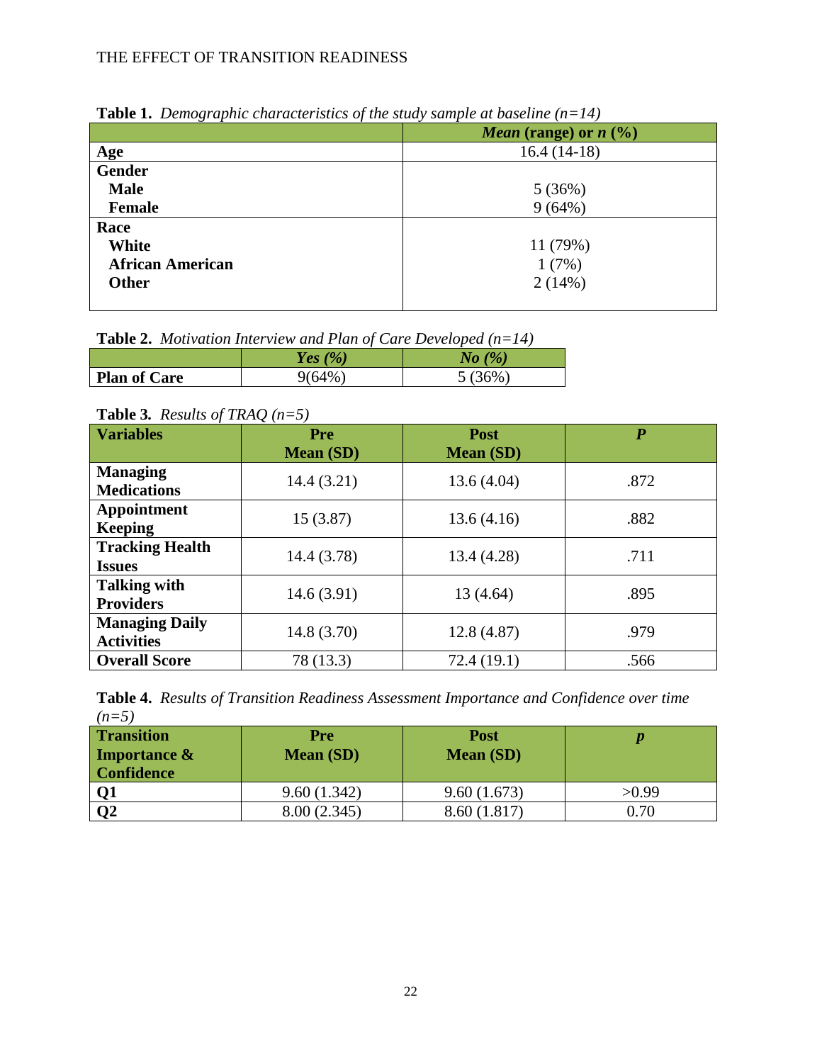**Table 1.** *Demographic characteristics of the study sample at baseline (n=14)*

| | ***Mean* (range) or *n* (%)** |
|---|---|
| **Age** | 16.4 (14-18) |
| **Gender** | |
| **Male** | 5 (36%) |
| **Female** | 9 (64%) |
| **Race** | |
| **White** | 11 (79%) |
| **African American** | 1 (7%) |
| **Other** | 2 (14%) |

**Table 2.** *Motivation Interview and Plan of Care Developed (n=14)*

| | ***Yes (%)*** | ***No (%)*** |
|---|---|---|
| **Plan of Care** | 9(64%) | 5 (36%) |

**Table 3.** *Results of TRAQ (n=5)*

| **Variables** | **Pre Mean (SD)** | **Post Mean (SD)** | ***P*** |
|---|---|---|---|
| **Managing Medications** | 14.4 (3.21) | 13.6 (4.04) | .872 |
| **Appointment Keeping** | 15 (3.87) | 13.6 (4.16) | .882 |
| **Tracking Health Issues** | 14.4 (3.78) | 13.4 (4.28) | .711 |
| **Talking with Providers** | 14.6 (3.91) | 13 (4.64) | .895 |
| **Managing Daily Activities** | 14.8 (3.70) | 12.8 (4.87) | .979 |
| **Overall Score** | 78 (13.3) | 72.4 (19.1) | .566 |

**Table 4.** *Results of Transition Readiness Assessment Importance and Confidence over time (n=5)*

| **Transition Importance & Confidence** | **Pre Mean (SD)** | **Post Mean (SD)** | ***p*** |
|---|---|---|---|
| **Q1** | 9.60 (1.342) | 9.60 (1.673) | >0.99 |
| **Q2** | 8.00 (2.345) | 8.60 (1.817) | 0.70 |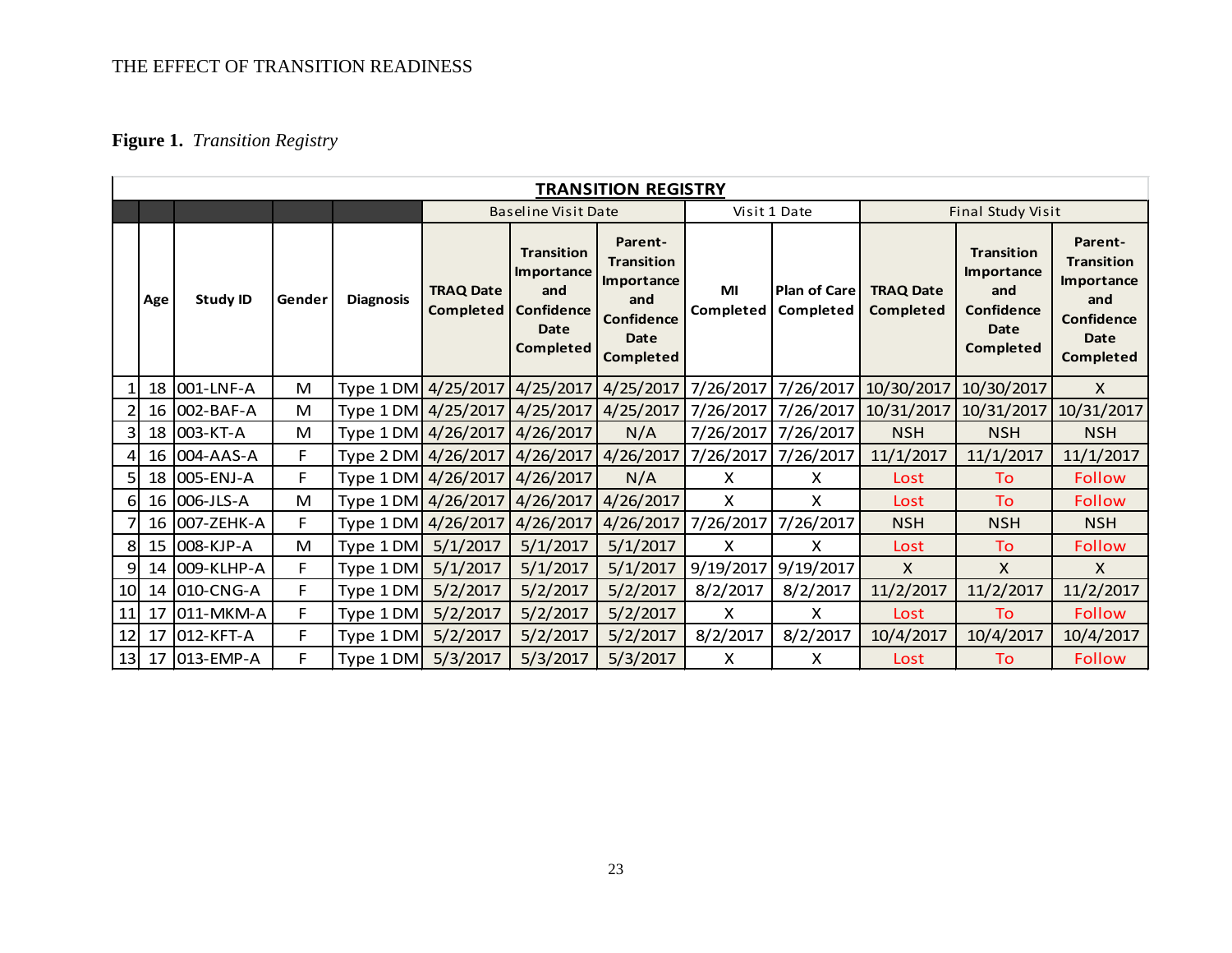**Figure 1.** *Transition Registry*

| TRANSITION REGISTRY | | | | | | | | | | | | |
|---|---|---|---|---|---|---|---|---|---|---|---|---|
| | | | | | Baseline Visit Date | | | Visit 1 Date | | Final Study Visit | | |
| | Age | Study ID | Gender | Diagnosis | TRAQ Date Completed | Transition Importance and Confidence Date Completed | Parent-Transition Importance and Confidence Date Completed | MI Completed | Plan of Care Completed | TRAQ Date Completed | Transition Importance and Confidence Date Completed | Parent-Transition Importance and Confidence Date Completed |
| 1 | 18 | 001-LNF-A | M | Type 1 DM | 4/25/2017 | 4/25/2017 | 4/25/2017 | 7/26/2017 | 7/26/2017 | 10/30/2017 | 10/30/2017 | X |
| 2 | 16 | 002-BAF-A | M | Type 1 DM | 4/25/2017 | 4/25/2017 | 4/25/2017 | 7/26/2017 | 7/26/2017 | 10/31/2017 | 10/31/2017 | 10/31/2017 |
| 3 | 18 | 003-KT-A | M | Type 1 DM | 4/26/2017 | 4/26/2017 | N/A | 7/26/2017 | 7/26/2017 | NSH | NSH | NSH |
| 4 | 16 | 004-AAS-A | F | Type 2 DM | 4/26/2017 | 4/26/2017 | 4/26/2017 | 7/26/2017 | 7/26/2017 | 11/1/2017 | 11/1/2017 | 11/1/2017 |
| 5 | 18 | 005-ENJ-A | F | Type 1 DM | 4/26/2017 | 4/26/2017 | N/A | X | X | Lost | To | Follow |
| 6 | 16 | 006-JLS-A | M | Type 1 DM | 4/26/2017 | 4/26/2017 | 4/26/2017 | X | X | Lost | To | Follow |
| 7 | 16 | 007-ZEHK-A | F | Type 1 DM | 4/26/2017 | 4/26/2017 | 4/26/2017 | 7/26/2017 | 7/26/2017 | NSH | NSH | NSH |
| 8 | 15 | 008-KJP-A | M | Type 1 DM | 5/1/2017 | 5/1/2017 | 5/1/2017 | X | X | Lost | To | Follow |
| 9 | 14 | 009-KLHP-A | F | Type 1 DM | 5/1/2017 | 5/1/2017 | 5/1/2017 | 9/19/2017 | 9/19/2017 | X | X | X |
| 10 | 14 | 010-CNG-A | F | Type 1 DM | 5/2/2017 | 5/2/2017 | 5/2/2017 | 8/2/2017 | 8/2/2017 | 11/2/2017 | 11/2/2017 | 11/2/2017 |
| 11 | 17 | 011-MKM-A | F | Type 1 DM | 5/2/2017 | 5/2/2017 | 5/2/2017 | X | X | Lost | To | Follow |
| 12 | 17 | 012-KFT-A | F | Type 1 DM | 5/2/2017 | 5/2/2017 | 5/2/2017 | 8/2/2017 | 8/2/2017 | 10/4/2017 | 10/4/2017 | 10/4/2017 |
| 13 | 17 | 013-EMP-A | F | Type 1 DM | 5/3/2017 | 5/3/2017 | 5/3/2017 | X | X | Lost | To | Follow |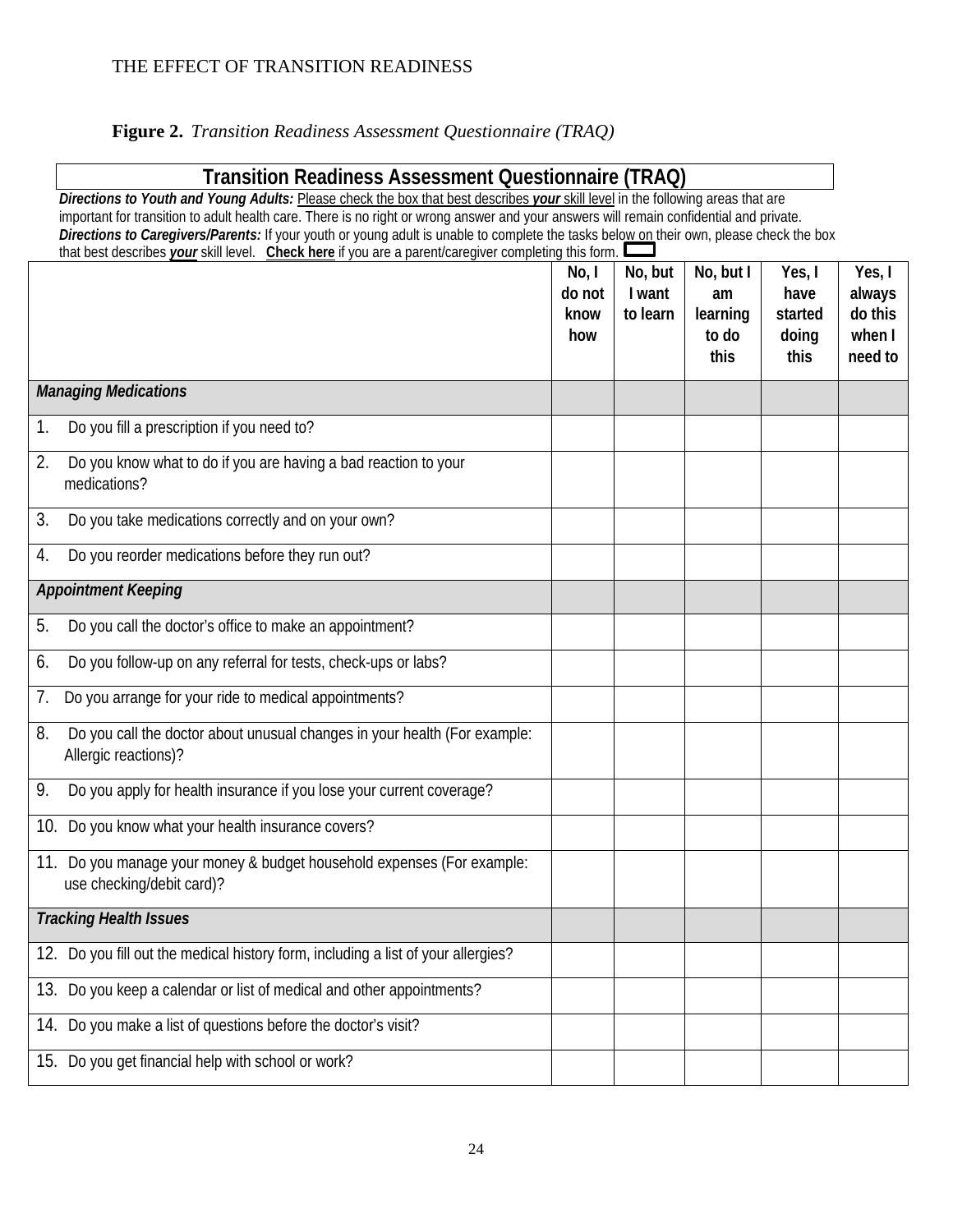**Figure 2.** *Transition Readiness Assessment Questionnaire (TRAQ)*

## Transition Readiness Assessment Questionnaire (TRAQ)

***Directions to Youth and Young Adults:*** Please check the box that best describes ***your*** skill level in the following areas that are important for transition to adult health care. There is no right or wrong answer and your answers will remain confidential and private.

***Directions to Caregivers/Parents:*** If your youth or young adult is unable to complete the tasks below on their own, please check the box that best describes ***your*** skill level. **Check here** if you are a parent/caregiver completing this form. ☐

| | No, I do not know how | No, but I want to learn | No, but I am learning to do this | Yes, I have started doing this | Yes, I always do this when I need to |
|---|---|---|---|---|---|
| ***Managing Medications*** | | | | | |
| 1. Do you fill a prescription if you need to? | | | | | |
| 2. Do you know what to do if you are having a bad reaction to your medications? | | | | | |
| 3. Do you take medications correctly and on your own? | | | | | |
| 4. Do you reorder medications before they run out? | | | | | |
| ***Appointment Keeping*** | | | | | |
| 5. Do you call the doctor's office to make an appointment? | | | | | |
| 6. Do you follow-up on any referral for tests, check-ups or labs? | | | | | |
| 7. Do you arrange for your ride to medical appointments? | | | | | |
| 8. Do you call the doctor about unusual changes in your health (For example: Allergic reactions)? | | | | | |
| 9. Do you apply for health insurance if you lose your current coverage? | | | | | |
| 10. Do you know what your health insurance covers? | | | | | |
| 11. Do you manage your money & budget household expenses (For example: use checking/debit card)? | | | | | |
| ***Tracking Health Issues*** | | | | | |
| 12. Do you fill out the medical history form, including a list of your allergies? | | | | | |
| 13. Do you keep a calendar or list of medical and other appointments? | | | | | |
| 14. Do you make a list of questions before the doctor's visit? | | | | | |
| 15. Do you get financial help with school or work? | | | | | |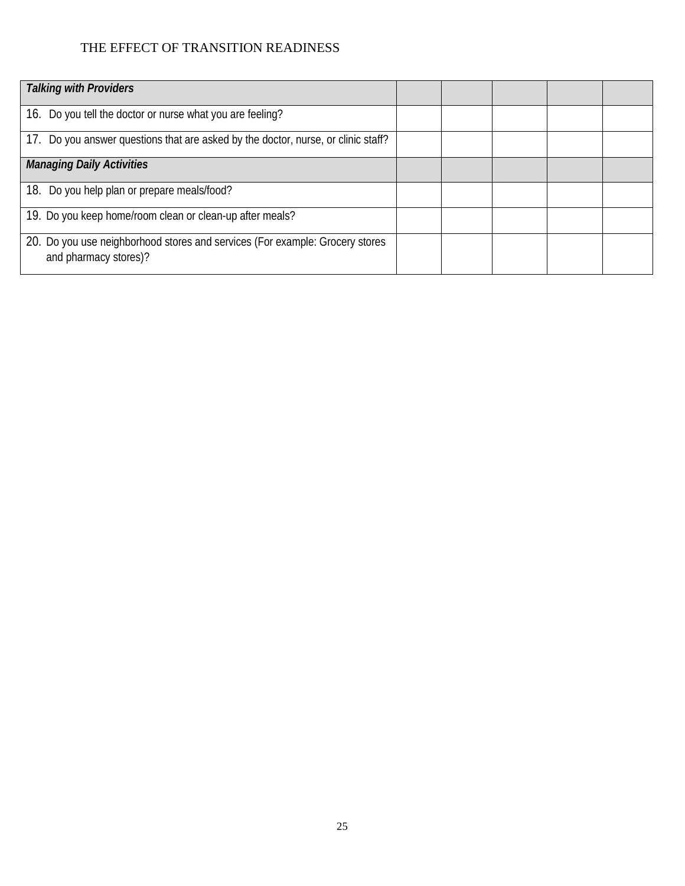| *Talking with Providers* | | | | | |
|---|---|---|---|---|---|
| 16. Do you tell the doctor or nurse what you are feeling? | | | | | |
| 17. Do you answer questions that are asked by the doctor, nurse, or clinic staff? | | | | | |
| ***Managing Daily Activities*** | | | | | |
| 18. Do you help plan or prepare meals/food? | | | | | |
| 19. Do you keep home/room clean or clean-up after meals? | | | | | |
| 20. Do you use neighborhood stores and services (For example: Grocery stores and pharmacy stores)? | | | | | |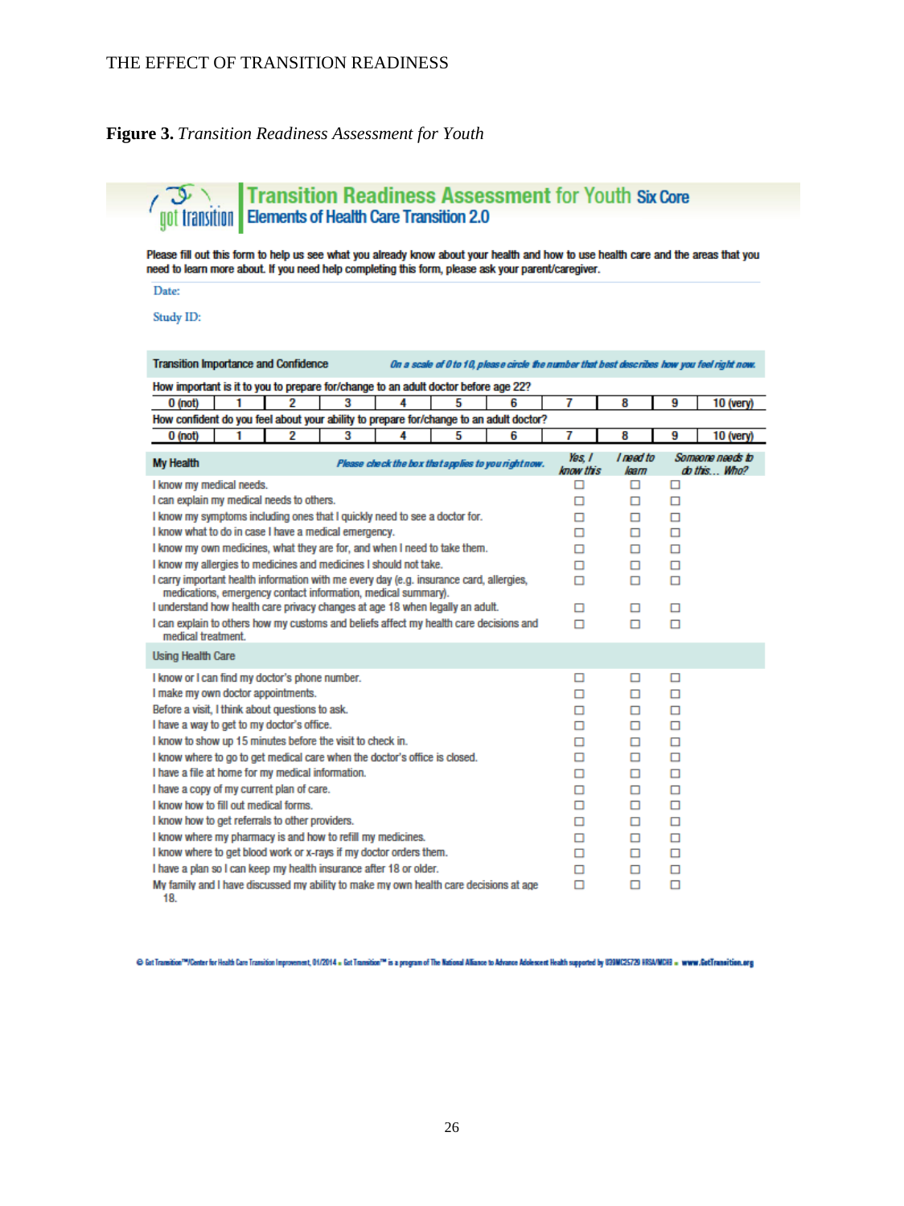**Figure 3.** *Transition Readiness Assessment for Youth*

## Transition Readiness Assessment for Youth Six Core Elements of Health Care Transition 2.0

got transition

Please fill out this form to help us see what you already know about your health and how to use health care and the areas that you need to learn more about. If you need help completing this form, please ask your parent/caregiver.

Date:

Study ID:

**Transition Importance and Confidence** — *On a scale of 0 to 10, please circle the number that best describes how you feel right now.*

How important is it to you to prepare for/change to an adult doctor before age 22?

| 0 (not) | 1 | 2 | 3 | 4 | 5 | 6 | 7 | 8 | 9 | 10 (very) |
|---|---|---|---|---|---|---|---|---|---|---|

How confident do you feel about your ability to prepare for/change to an adult doctor?

| 0 (not) | 1 | 2 | 3 | 4 | 5 | 6 | 7 | 8 | 9 | 10 (very) |
|---|---|---|---|---|---|---|---|---|---|---|

| **My Health** *Please check the box that applies to you right now.* | *Yes, I know this* | *I need to learn* | *Someone needs to do this… Who?* |
|---|---|---|---|
| I know my medical needs. | ☐ | ☐ | ☐ |
| I can explain my medical needs to others. | ☐ | ☐ | ☐ |
| I know my symptoms including ones that I quickly need to see a doctor for. | ☐ | ☐ | ☐ |
| I know what to do in case I have a medical emergency. | ☐ | ☐ | ☐ |
| I know my own medicines, what they are for, and when I need to take them. | ☐ | ☐ | ☐ |
| I know my allergies to medicines and medicines I should not take. | ☐ | ☐ | ☐ |
| I carry important health information with me every day (e.g. insurance card, allergies, medications, emergency contact information, medical summary). | ☐ | ☐ | ☐ |
| I understand how health care privacy changes at age 18 when legally an adult. | ☐ | ☐ | ☐ |
| I can explain to others how my customs and beliefs affect my health care decisions and medical treatment. | ☐ | ☐ | ☐ |
| **Using Health Care** | | | |
| I know or I can find my doctor's phone number. | ☐ | ☐ | ☐ |
| I make my own doctor appointments. | ☐ | ☐ | ☐ |
| Before a visit, I think about questions to ask. | ☐ | ☐ | ☐ |
| I have a way to get to my doctor's office. | ☐ | ☐ | ☐ |
| I know to show up 15 minutes before the visit to check in. | ☐ | ☐ | ☐ |
| I know where to go to get medical care when the doctor's office is closed. | ☐ | ☐ | ☐ |
| I have a file at home for my medical information. | ☐ | ☐ | ☐ |
| I have a copy of my current plan of care. | ☐ | ☐ | ☐ |
| I know how to fill out medical forms. | ☐ | ☐ | ☐ |
| I know how to get referrals to other providers. | ☐ | ☐ | ☐ |
| I know where my pharmacy is and how to refill my medicines. | ☐ | ☐ | ☐ |
| I know where to get blood work or x-rays if my doctor orders them. | ☐ | ☐ | ☐ |
| I have a plan so I can keep my health insurance after 18 or older. | ☐ | ☐ | ☐ |
| My family and I have discussed my ability to make my own health care decisions at age 18. | ☐ | ☐ | ☐ |

© Got Transition™/Center for Health Care Transition Improvement, 01/2014 • Got Transition™ is a program of The National Alliance to Advance Adolescent Health supported by U39MC25729 HRSA/MCHB • www.GotTransition.org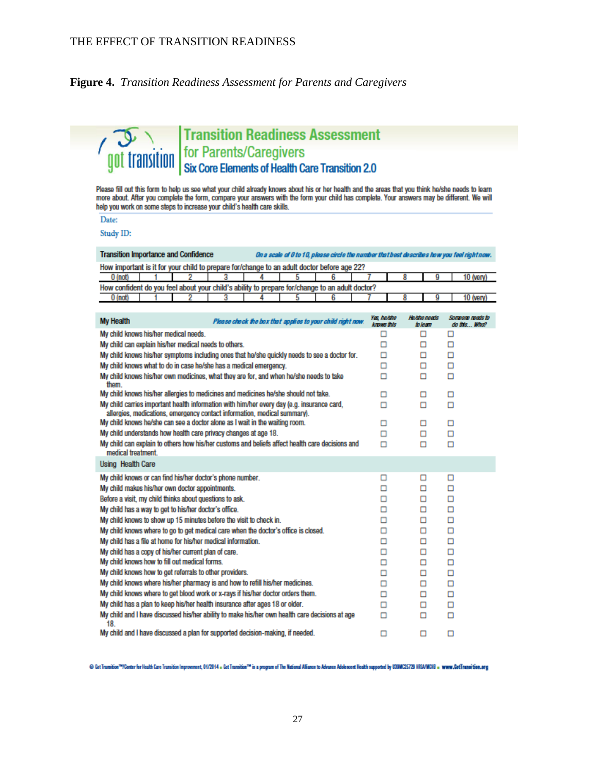**Figure 4.** *Transition Readiness Assessment for Parents and Caregivers*

# Transition Readiness Assessment for Parents/Caregivers

## Six Core Elements of Health Care Transition 2.0

got transition

Please fill out this form to help us see what your child already knows about his or her health and the areas that you think he/she needs to learn more about. After you complete the form, compare your answers with the form your child has complete. Your answers may be different. We will help you work on some steps to increase your child's health care skills.

Date:

Study ID:

**Transition Importance and Confidence** — *On a scale of 0 to 10, please circle the number that best describes how you feel right now.*

How important is it for your child to prepare for/change to an adult doctor before age 22?

| 0 (not) | 1 | 2 | 3 | 4 | 5 | 6 | 7 | 8 | 9 | 10 (very) |
|---|---|---|---|---|---|---|---|---|---|---|

How confident do you feel about your child's ability to prepare for/change to an adult doctor?

| 0 (not) | 1 | 2 | 3 | 4 | 5 | 6 | 7 | 8 | 9 | 10 (very) |
|---|---|---|---|---|---|---|---|---|---|---|

| **My Health** — *Please check the box that applies to your child right now* | *Yes, he/she knows this* | *He/she needs to learn* | *Someone needs to do this... Who?* |
|---|---|---|---|
| My child knows his/her medical needs. | ☐ | ☐ | ☐ |
| My child can explain his/her medical needs to others. | ☐ | ☐ | ☐ |
| My child knows his/her symptoms including ones that he/she quickly needs to see a doctor for. | ☐ | ☐ | ☐ |
| My child knows what to do in case he/she has a medical emergency. | ☐ | ☐ | ☐ |
| My child knows his/her own medicines, what they are for, and when he/she needs to take them. | ☐ | ☐ | ☐ |
| My child knows his/her allergies to medicines and medicines he/she should not take. | ☐ | ☐ | ☐ |
| My child carries important health information with him/her every day (e.g. insurance card, allergies, medications, emergency contact information, medical summary). | ☐ | ☐ | ☐ |
| My child knows he/she can see a doctor alone as I wait in the waiting room. | ☐ | ☐ | ☐ |
| My child understands how health care privacy changes at age 18. | ☐ | ☐ | ☐ |
| My child can explain to others how his/her customs and beliefs affect health care decisions and medical treatment. | ☐ | ☐ | ☐ |
| **Using Health Care** | | | |
| My child knows or can find his/her doctor's phone number. | ☐ | ☐ | ☐ |
| My child makes his/her own doctor appointments. | ☐ | ☐ | ☐ |
| Before a visit, my child thinks about questions to ask. | ☐ | ☐ | ☐ |
| My child has a way to get to his/her doctor's office. | ☐ | ☐ | ☐ |
| My child knows to show up 15 minutes before the visit to check in. | ☐ | ☐ | ☐ |
| My child knows where to go to get medical care when the doctor's office is closed. | ☐ | ☐ | ☐ |
| My child has a file at home for his/her medical information. | ☐ | ☐ | ☐ |
| My child has a copy of his/her current plan of care. | ☐ | ☐ | ☐ |
| My child knows how to fill out medical forms. | ☐ | ☐ | ☐ |
| My child knows how to get referrals to other providers. | ☐ | ☐ | ☐ |
| My child knows where his/her pharmacy is and how to refill his/her medicines. | ☐ | ☐ | ☐ |
| My child knows where to get blood work or x-rays if his/her doctor orders them. | ☐ | ☐ | ☐ |
| My child has a plan to keep his/her health insurance after ages 18 or older. | ☐ | ☐ | ☐ |
| My child and I have discussed his/her ability to make his/her own health care decisions at age 18. | ☐ | ☐ | ☐ |
| My child and I have discussed a plan for supported decision-making, if needed. | ☐ | ☐ | ☐ |

© Got Transition™/Center for Health Care Transition Improvement, 01/2014 ▪ Got Transition™ is a program of The National Alliance to Advance Adolescent Health supported by U39MC25729 HRSA/MCHB ▪ www.GotTransition.org